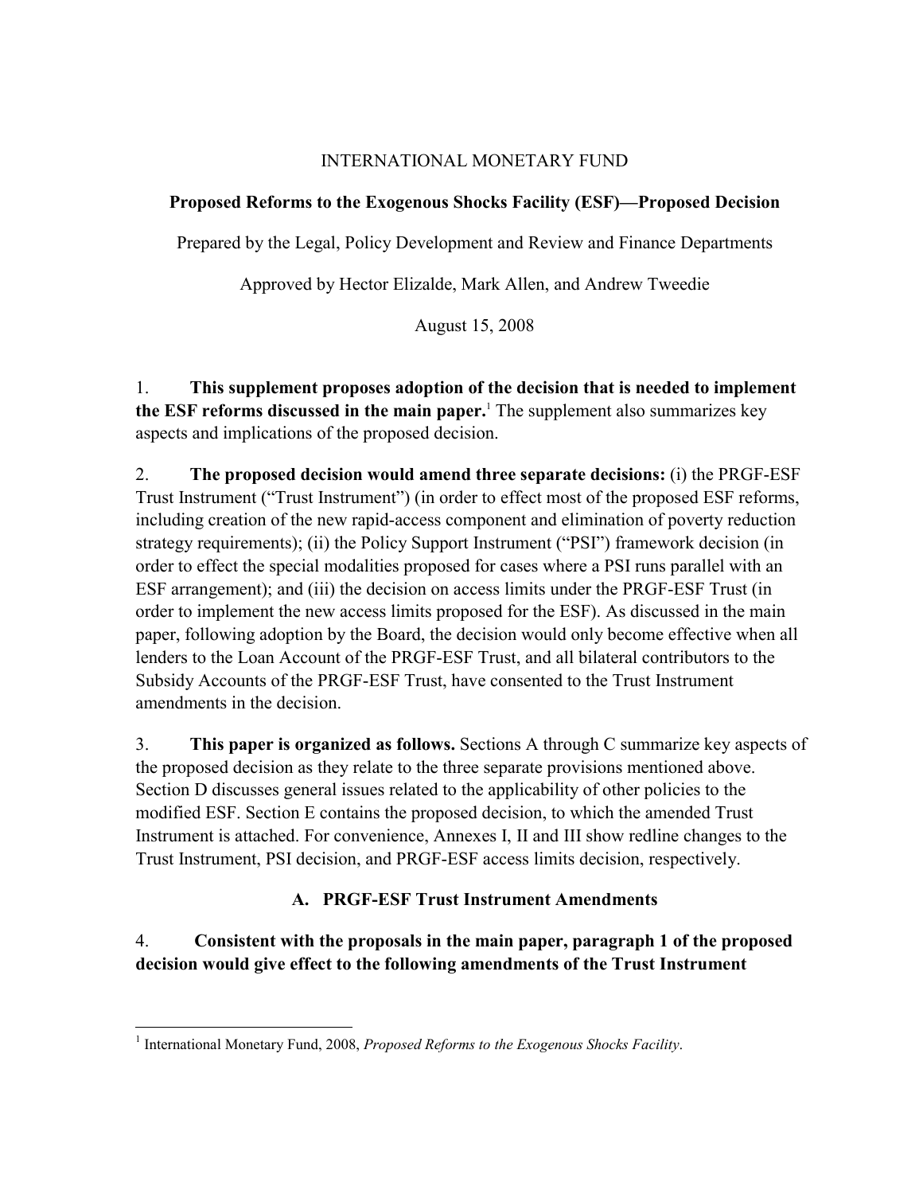INTERNATIONAL MONETARY FUND

**Proposed Reforms to the Exogenous Shocks Facility (ESF)—Proposed Decision**

Prepared by the Legal, Policy Development and Review and Finance Departments

Approved by Hector Elizalde, Mark Allen, and Andrew Tweedie

August 15, 2008

1. **This supplement proposes adoption of the decision that is needed to implement the ESF reforms discussed in the main paper.**[1] The supplement also summarizes key aspects and implications of the proposed decision.

2. **The proposed decision would amend three separate decisions:** (i) the PRGF-ESF Trust Instrument ("Trust Instrument") (in order to effect most of the proposed ESF reforms, including creation of the new rapid-access component and elimination of poverty reduction strategy requirements); (ii) the Policy Support Instrument ("PSI") framework decision (in order to effect the special modalities proposed for cases where a PSI runs parallel with an ESF arrangement); and (iii) the decision on access limits under the PRGF-ESF Trust (in order to implement the new access limits proposed for the ESF). As discussed in the main paper, following adoption by the Board, the decision would only become effective when all lenders to the Loan Account of the PRGF-ESF Trust, and all bilateral contributors to the Subsidy Accounts of the PRGF-ESF Trust, have consented to the Trust Instrument amendments in the decision.

3. **This paper is organized as follows.** Sections A through C summarize key aspects of the proposed decision as they relate to the three separate provisions mentioned above. Section D discusses general issues related to the applicability of other policies to the modified ESF. Section E contains the proposed decision, to which the amended Trust Instrument is attached. For convenience, Annexes I, II and III show redline changes to the Trust Instrument, PSI decision, and PRGF-ESF access limits decision, respectively.

## A. PRGF-ESF Trust Instrument Amendments

4. **Consistent with the proposals in the main paper, paragraph 1 of the proposed decision would give effect to the following amendments of the Trust Instrument**

[1] International Monetary Fund, 2008, *Proposed Reforms to the Exogenous Shocks Facility*.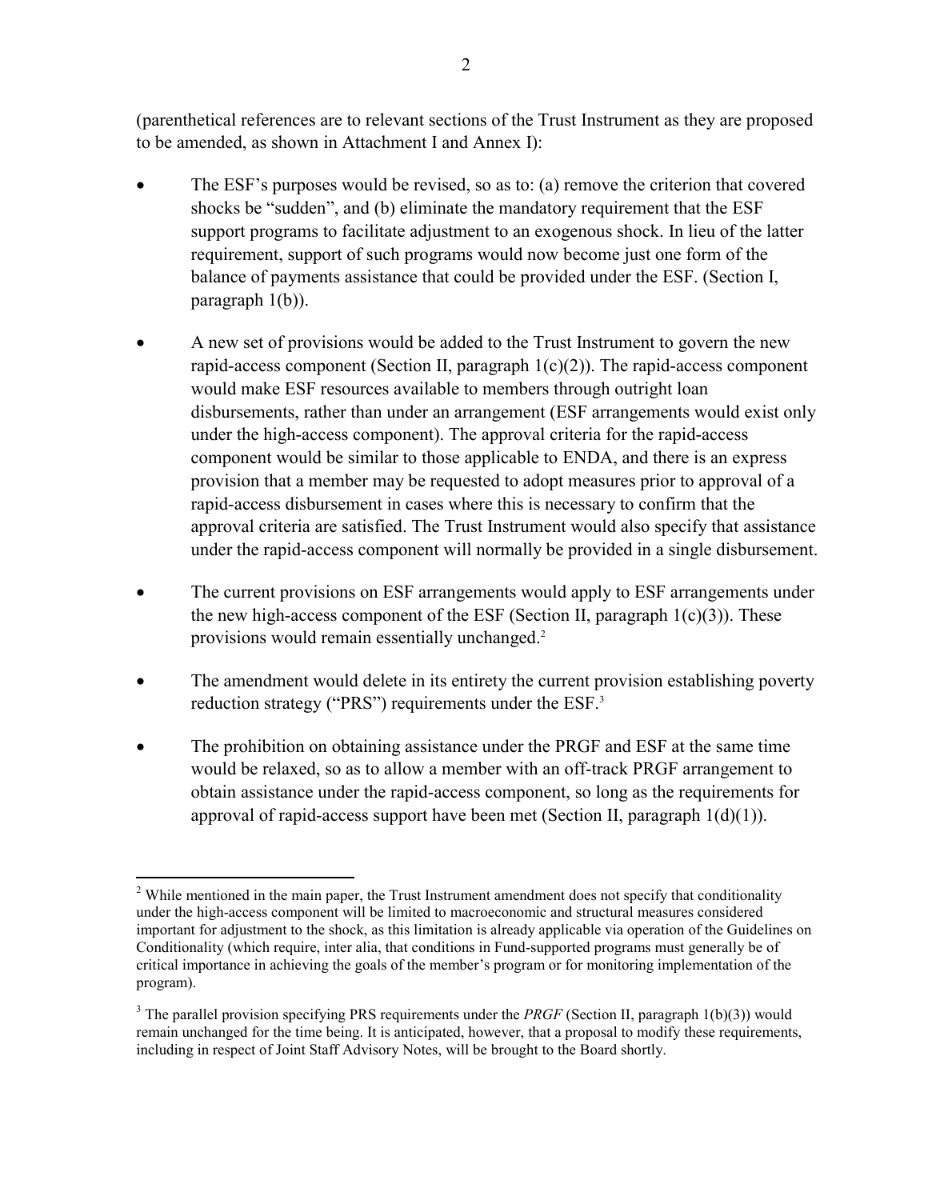(parenthetical references are to relevant sections of the Trust Instrument as they are proposed to be amended, as shown in Attachment I and Annex I):

- The ESF's purposes would be revised, so as to: (a) remove the criterion that covered shocks be "sudden", and (b) eliminate the mandatory requirement that the ESF support programs to facilitate adjustment to an exogenous shock. In lieu of the latter requirement, support of such programs would now become just one form of the balance of payments assistance that could be provided under the ESF. (Section I, paragraph 1(b)).

- A new set of provisions would be added to the Trust Instrument to govern the new rapid-access component (Section II, paragraph 1(c)(2)). The rapid-access component would make ESF resources available to members through outright loan disbursements, rather than under an arrangement (ESF arrangements would exist only under the high-access component). The approval criteria for the rapid-access component would be similar to those applicable to ENDA, and there is an express provision that a member may be requested to adopt measures prior to approval of a rapid-access disbursement in cases where this is necessary to confirm that the approval criteria are satisfied. The Trust Instrument would also specify that assistance under the rapid-access component will normally be provided in a single disbursement.

- The current provisions on ESF arrangements would apply to ESF arrangements under the new high-access component of the ESF (Section II, paragraph 1(c)(3)). These provisions would remain essentially unchanged.[2]

- The amendment would delete in its entirety the current provision establishing poverty reduction strategy ("PRS") requirements under the ESF.[3]

- The prohibition on obtaining assistance under the PRGF and ESF at the same time would be relaxed, so as to allow a member with an off-track PRGF arrangement to obtain assistance under the rapid-access component, so long as the requirements for approval of rapid-access support have been met (Section II, paragraph 1(d)(1)).

---

[2] While mentioned in the main paper, the Trust Instrument amendment does not specify that conditionality under the high-access component will be limited to macroeconomic and structural measures considered important for adjustment to the shock, as this limitation is already applicable via operation of the Guidelines on Conditionality (which require, inter alia, that conditions in Fund-supported programs must generally be of critical importance in achieving the goals of the member's program or for monitoring implementation of the program).

[3] The parallel provision specifying PRS requirements under the *PRGF* (Section II, paragraph 1(b)(3)) would remain unchanged for the time being. It is anticipated, however, that a proposal to modify these requirements, including in respect of Joint Staff Advisory Notes, will be brought to the Board shortly.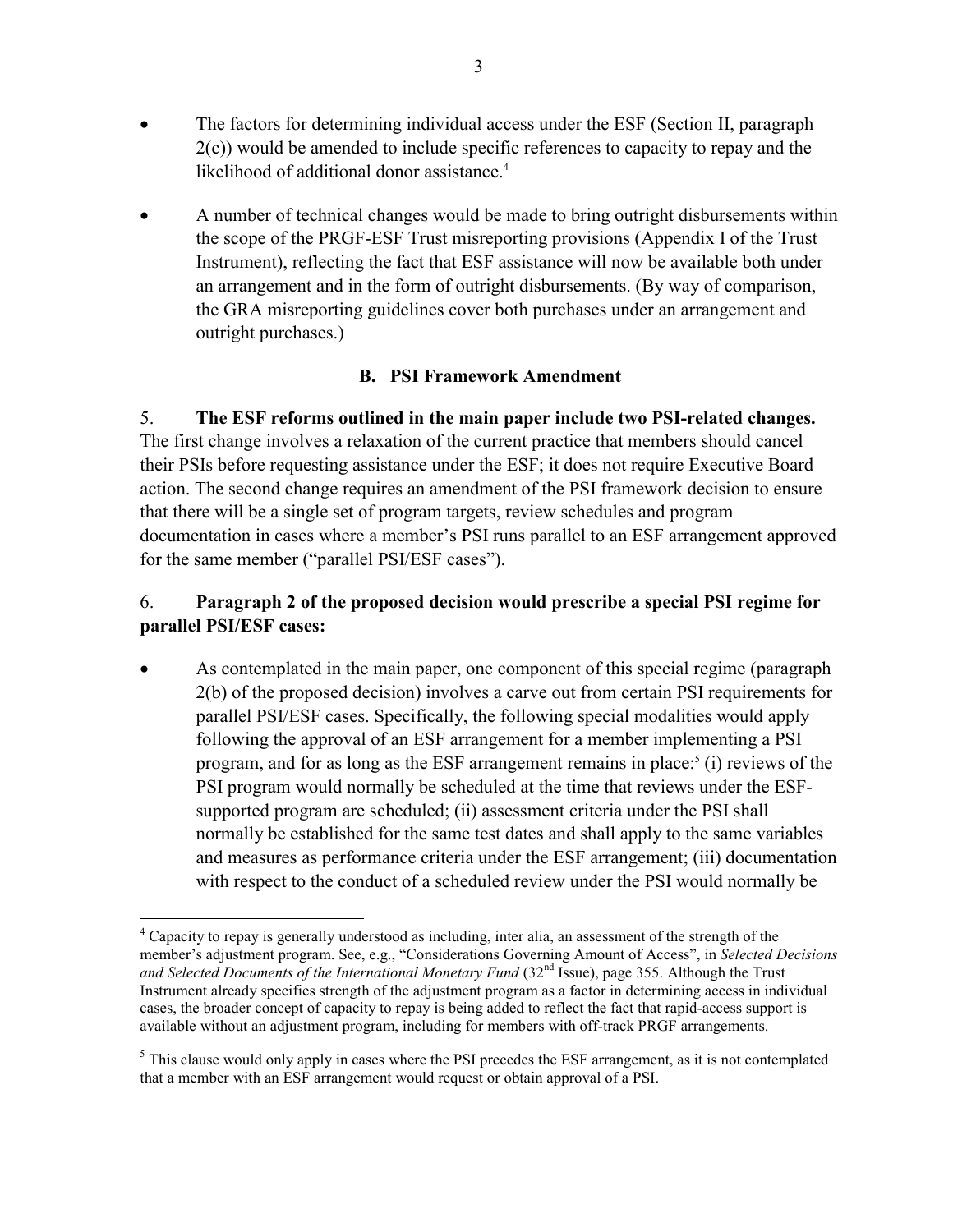- The factors for determining individual access under the ESF (Section II, paragraph 2(c)) would be amended to include specific references to capacity to repay and the likelihood of additional donor assistance.[4]

- A number of technical changes would be made to bring outright disbursements within the scope of the PRGF-ESF Trust misreporting provisions (Appendix I of the Trust Instrument), reflecting the fact that ESF assistance will now be available both under an arrangement and in the form of outright disbursements. (By way of comparison, the GRA misreporting guidelines cover both purchases under an arrangement and outright purchases.)

### B. PSI Framework Amendment

5. **The ESF reforms outlined in the main paper include two PSI-related changes.** The first change involves a relaxation of the current practice that members should cancel their PSIs before requesting assistance under the ESF; it does not require Executive Board action. The second change requires an amendment of the PSI framework decision to ensure that there will be a single set of program targets, review schedules and program documentation in cases where a member's PSI runs parallel to an ESF arrangement approved for the same member ("parallel PSI/ESF cases").

6. **Paragraph 2 of the proposed decision would prescribe a special PSI regime for parallel PSI/ESF cases:**

- As contemplated in the main paper, one component of this special regime (paragraph 2(b) of the proposed decision) involves a carve out from certain PSI requirements for parallel PSI/ESF cases. Specifically, the following special modalities would apply following the approval of an ESF arrangement for a member implementing a PSI program, and for as long as the ESF arrangement remains in place:[5] (i) reviews of the PSI program would normally be scheduled at the time that reviews under the ESF-supported program are scheduled; (ii) assessment criteria under the PSI shall normally be established for the same test dates and shall apply to the same variables and measures as performance criteria under the ESF arrangement; (iii) documentation with respect to the conduct of a scheduled review under the PSI would normally be

---

[4] Capacity to repay is generally understood as including, inter alia, an assessment of the strength of the member's adjustment program. See, e.g., "Considerations Governing Amount of Access", in *Selected Decisions and Selected Documents of the International Monetary Fund* (32nd Issue), page 355. Although the Trust Instrument already specifies strength of the adjustment program as a factor in determining access in individual cases, the broader concept of capacity to repay is being added to reflect the fact that rapid-access support is available without an adjustment program, including for members with off-track PRGF arrangements.

[5] This clause would only apply in cases where the PSI precedes the ESF arrangement, as it is not contemplated that a member with an ESF arrangement would request or obtain approval of a PSI.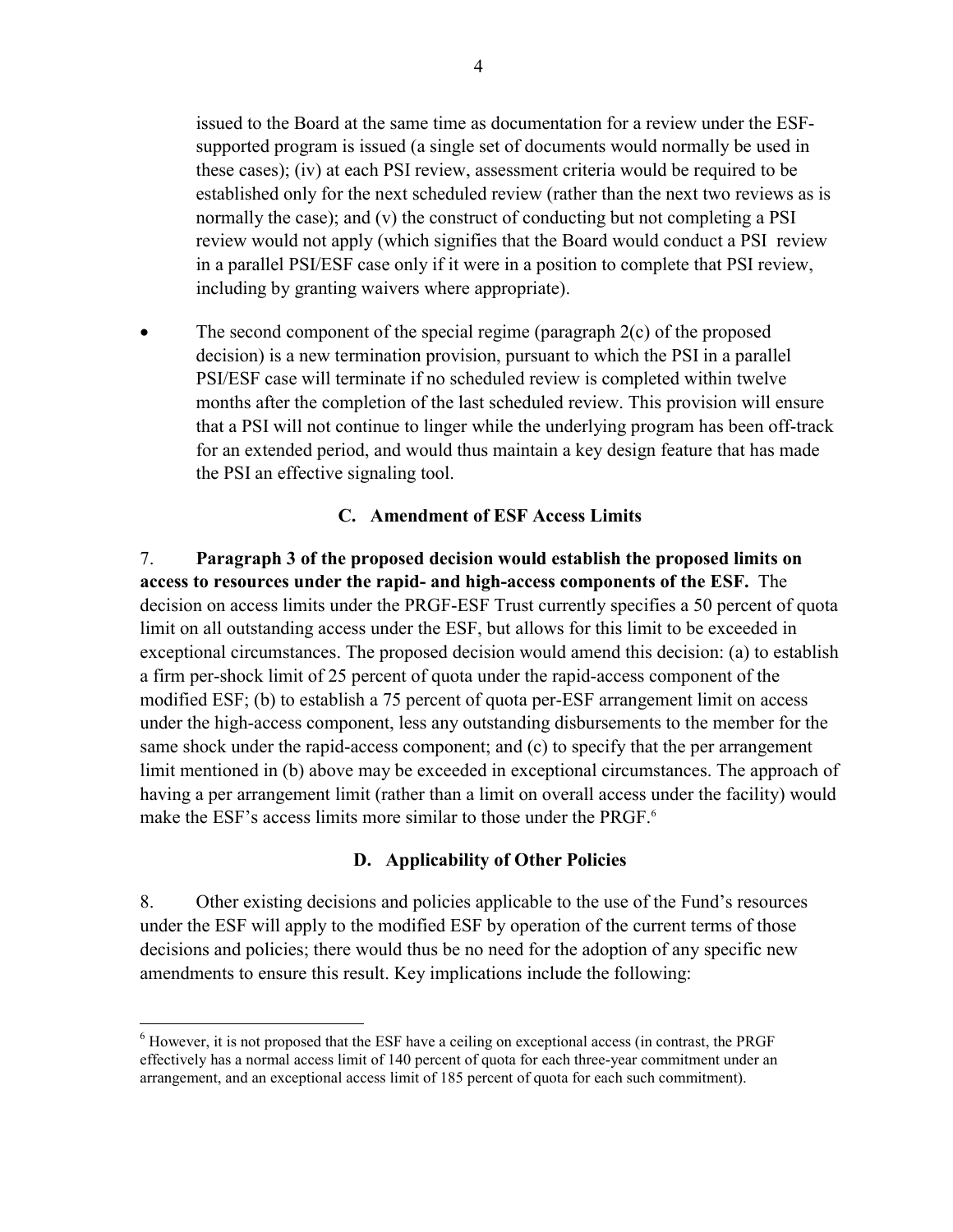issued to the Board at the same time as documentation for a review under the ESF-supported program is issued (a single set of documents would normally be used in these cases); (iv) at each PSI review, assessment criteria would be required to be established only for the next scheduled review (rather than the next two reviews as is normally the case); and (v) the construct of conducting but not completing a PSI review would not apply (which signifies that the Board would conduct a PSI review in a parallel PSI/ESF case only if it were in a position to complete that PSI review, including by granting waivers where appropriate).

- The second component of the special regime (paragraph 2(c) of the proposed decision) is a new termination provision, pursuant to which the PSI in a parallel PSI/ESF case will terminate if no scheduled review is completed within twelve months after the completion of the last scheduled review. This provision will ensure that a PSI will not continue to linger while the underlying program has been off-track for an extended period, and would thus maintain a key design feature that has made the PSI an effective signaling tool.

### C. Amendment of ESF Access Limits

7. **Paragraph 3 of the proposed decision would establish the proposed limits on access to resources under the rapid- and high-access components of the ESF.** The decision on access limits under the PRGF-ESF Trust currently specifies a 50 percent of quota limit on all outstanding access under the ESF, but allows for this limit to be exceeded in exceptional circumstances. The proposed decision would amend this decision: (a) to establish a firm per-shock limit of 25 percent of quota under the rapid-access component of the modified ESF; (b) to establish a 75 percent of quota per-ESF arrangement limit on access under the high-access component, less any outstanding disbursements to the member for the same shock under the rapid-access component; and (c) to specify that the per arrangement limit mentioned in (b) above may be exceeded in exceptional circumstances. The approach of having a per arrangement limit (rather than a limit on overall access under the facility) would make the ESF's access limits more similar to those under the PRGF.[6]

### D. Applicability of Other Policies

8. Other existing decisions and policies applicable to the use of the Fund's resources under the ESF will apply to the modified ESF by operation of the current terms of those decisions and policies; there would thus be no need for the adoption of any specific new amendments to ensure this result. Key implications include the following:

---

[6] However, it is not proposed that the ESF have a ceiling on exceptional access (in contrast, the PRGF effectively has a normal access limit of 140 percent of quota for each three-year commitment under an arrangement, and an exceptional access limit of 185 percent of quota for each such commitment).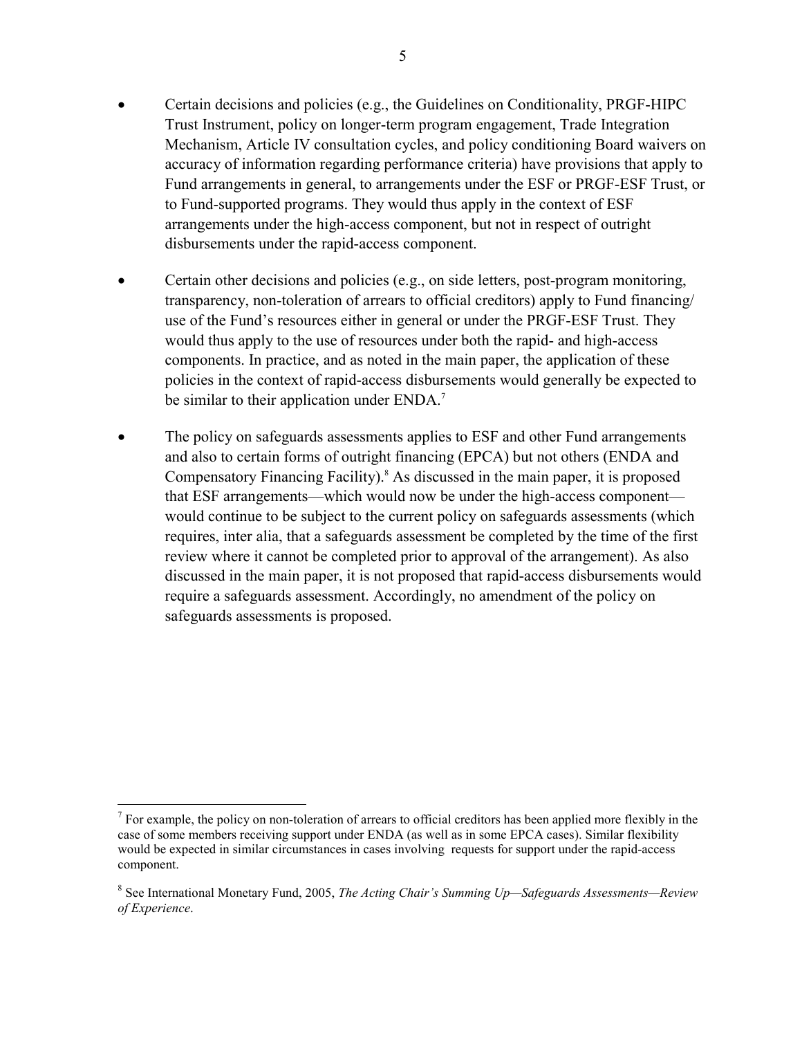- Certain decisions and policies (e.g., the Guidelines on Conditionality, PRGF-HIPC Trust Instrument, policy on longer-term program engagement, Trade Integration Mechanism, Article IV consultation cycles, and policy conditioning Board waivers on accuracy of information regarding performance criteria) have provisions that apply to Fund arrangements in general, to arrangements under the ESF or PRGF-ESF Trust, or to Fund-supported programs. They would thus apply in the context of ESF arrangements under the high-access component, but not in respect of outright disbursements under the rapid-access component.

- Certain other decisions and policies (e.g., on side letters, post-program monitoring, transparency, non-toleration of arrears to official creditors) apply to Fund financing/ use of the Fund's resources either in general or under the PRGF-ESF Trust. They would thus apply to the use of resources under both the rapid- and high-access components. In practice, and as noted in the main paper, the application of these policies in the context of rapid-access disbursements would generally be expected to be similar to their application under ENDA.[7]

- The policy on safeguards assessments applies to ESF and other Fund arrangements and also to certain forms of outright financing (EPCA) but not others (ENDA and Compensatory Financing Facility).[8] As discussed in the main paper, it is proposed that ESF arrangements—which would now be under the high-access component—would continue to be subject to the current policy on safeguards assessments (which requires, inter alia, that a safeguards assessment be completed by the time of the first review where it cannot be completed prior to approval of the arrangement). As also discussed in the main paper, it is not proposed that rapid-access disbursements would require a safeguards assessment. Accordingly, no amendment of the policy on safeguards assessments is proposed.

---

[7] For example, the policy on non-toleration of arrears to official creditors has been applied more flexibly in the case of some members receiving support under ENDA (as well as in some EPCA cases). Similar flexibility would be expected in similar circumstances in cases involving requests for support under the rapid-access component.

[8] See International Monetary Fund, 2005, *The Acting Chair's Summing Up—Safeguards Assessments—Review of Experience*.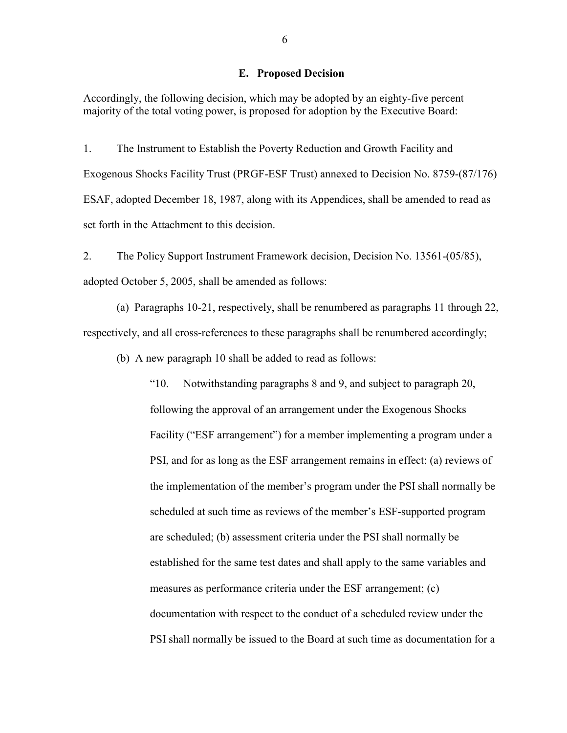### E. Proposed Decision

Accordingly, the following decision, which may be adopted by an eighty-five percent majority of the total voting power, is proposed for adoption by the Executive Board:

1. The Instrument to Establish the Poverty Reduction and Growth Facility and Exogenous Shocks Facility Trust (PRGF-ESF Trust) annexed to Decision No. 8759-(87/176) ESAF, adopted December 18, 1987, along with its Appendices, shall be amended to read as set forth in the Attachment to this decision.

2. The Policy Support Instrument Framework decision, Decision No. 13561-(05/85), adopted October 5, 2005, shall be amended as follows:

(a) Paragraphs 10-21, respectively, shall be renumbered as paragraphs 11 through 22, respectively, and all cross-references to these paragraphs shall be renumbered accordingly;

(b) A new paragraph 10 shall be added to read as follows:

> "10. Notwithstanding paragraphs 8 and 9, and subject to paragraph 20, following the approval of an arrangement under the Exogenous Shocks Facility ("ESF arrangement") for a member implementing a program under a PSI, and for as long as the ESF arrangement remains in effect: (a) reviews of the implementation of the member's program under the PSI shall normally be scheduled at such time as reviews of the member's ESF-supported program are scheduled; (b) assessment criteria under the PSI shall normally be established for the same test dates and shall apply to the same variables and measures as performance criteria under the ESF arrangement; (c) documentation with respect to the conduct of a scheduled review under the PSI shall normally be issued to the Board at such time as documentation for a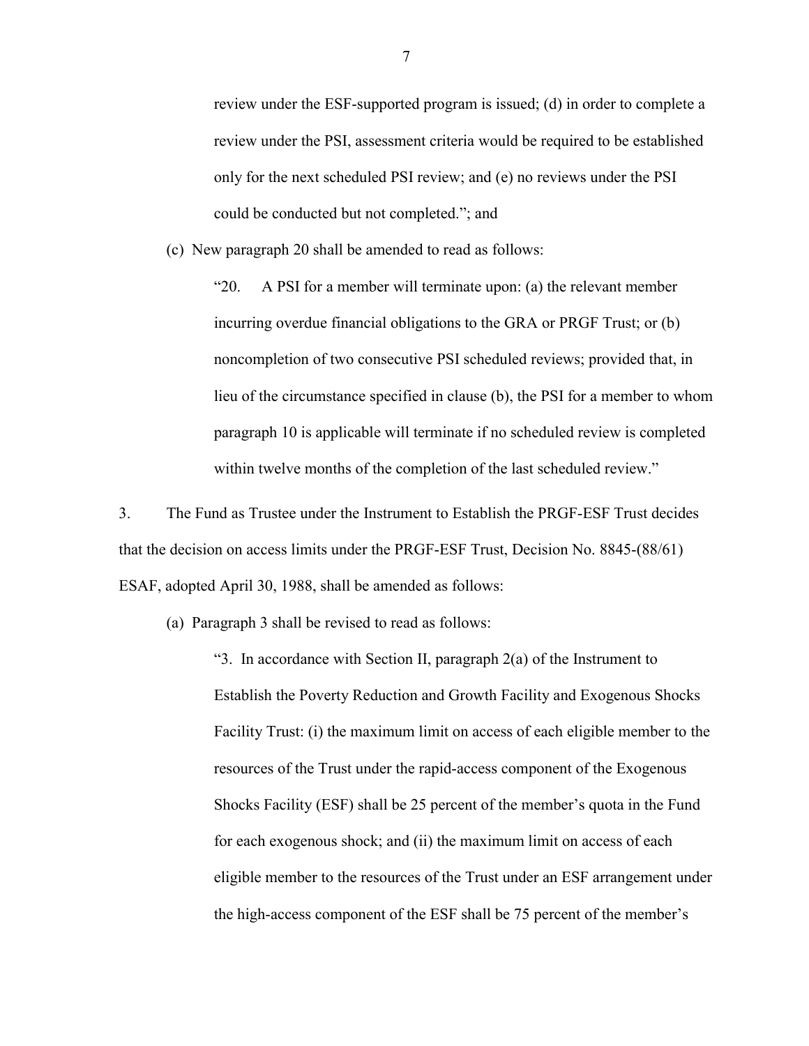review under the ESF-supported program is issued; (d) in order to complete a review under the PSI, assessment criteria would be required to be established only for the next scheduled PSI review; and (e) no reviews under the PSI could be conducted but not completed."; and

(c) New paragraph 20 shall be amended to read as follows:

"20. A PSI for a member will terminate upon: (a) the relevant member incurring overdue financial obligations to the GRA or PRGF Trust; or (b) noncompletion of two consecutive PSI scheduled reviews; provided that, in lieu of the circumstance specified in clause (b), the PSI for a member to whom paragraph 10 is applicable will terminate if no scheduled review is completed within twelve months of the completion of the last scheduled review."

3. The Fund as Trustee under the Instrument to Establish the PRGF-ESF Trust decides that the decision on access limits under the PRGF-ESF Trust, Decision No. 8845-(88/61) ESAF, adopted April 30, 1988, shall be amended as follows:

(a) Paragraph 3 shall be revised to read as follows:

"3. In accordance with Section II, paragraph 2(a) of the Instrument to Establish the Poverty Reduction and Growth Facility and Exogenous Shocks Facility Trust: (i) the maximum limit on access of each eligible member to the resources of the Trust under the rapid-access component of the Exogenous Shocks Facility (ESF) shall be 25 percent of the member's quota in the Fund for each exogenous shock; and (ii) the maximum limit on access of each eligible member to the resources of the Trust under an ESF arrangement under the high-access component of the ESF shall be 75 percent of the member's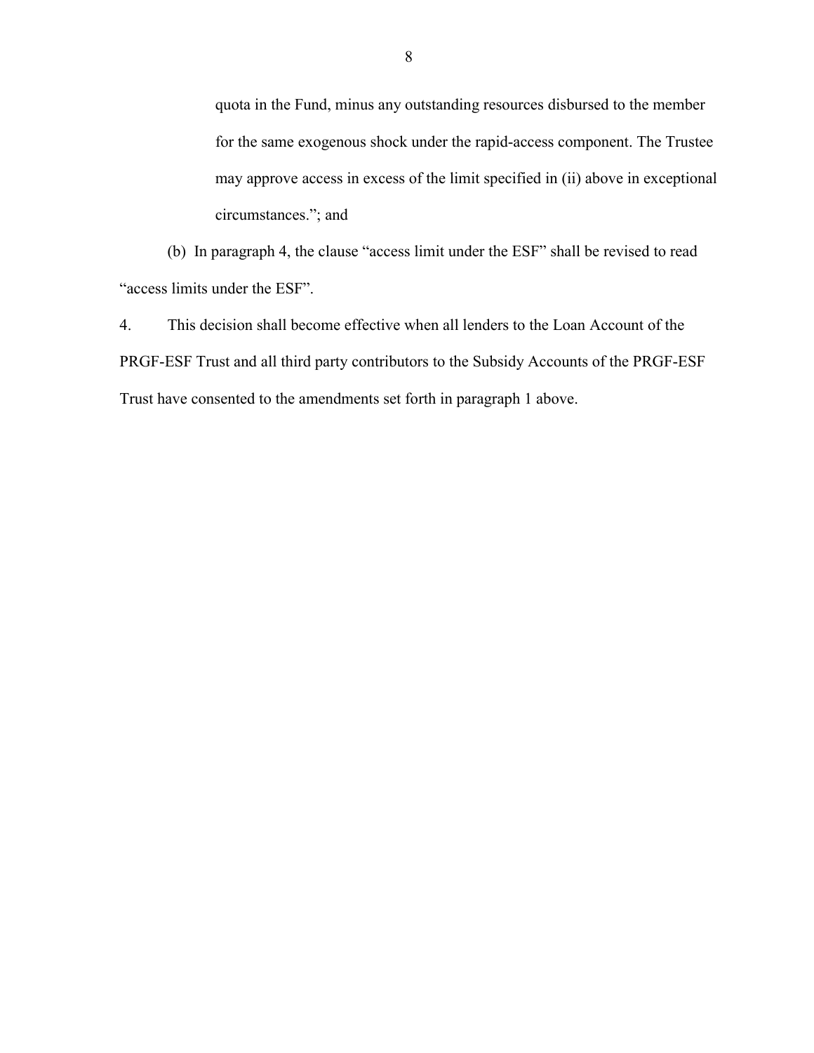quota in the Fund, minus any outstanding resources disbursed to the member for the same exogenous shock under the rapid-access component. The Trustee may approve access in excess of the limit specified in (ii) above in exceptional circumstances."; and

(b) In paragraph 4, the clause "access limit under the ESF" shall be revised to read "access limits under the ESF".

4. This decision shall become effective when all lenders to the Loan Account of the PRGF-ESF Trust and all third party contributors to the Subsidy Accounts of the PRGF-ESF Trust have consented to the amendments set forth in paragraph 1 above.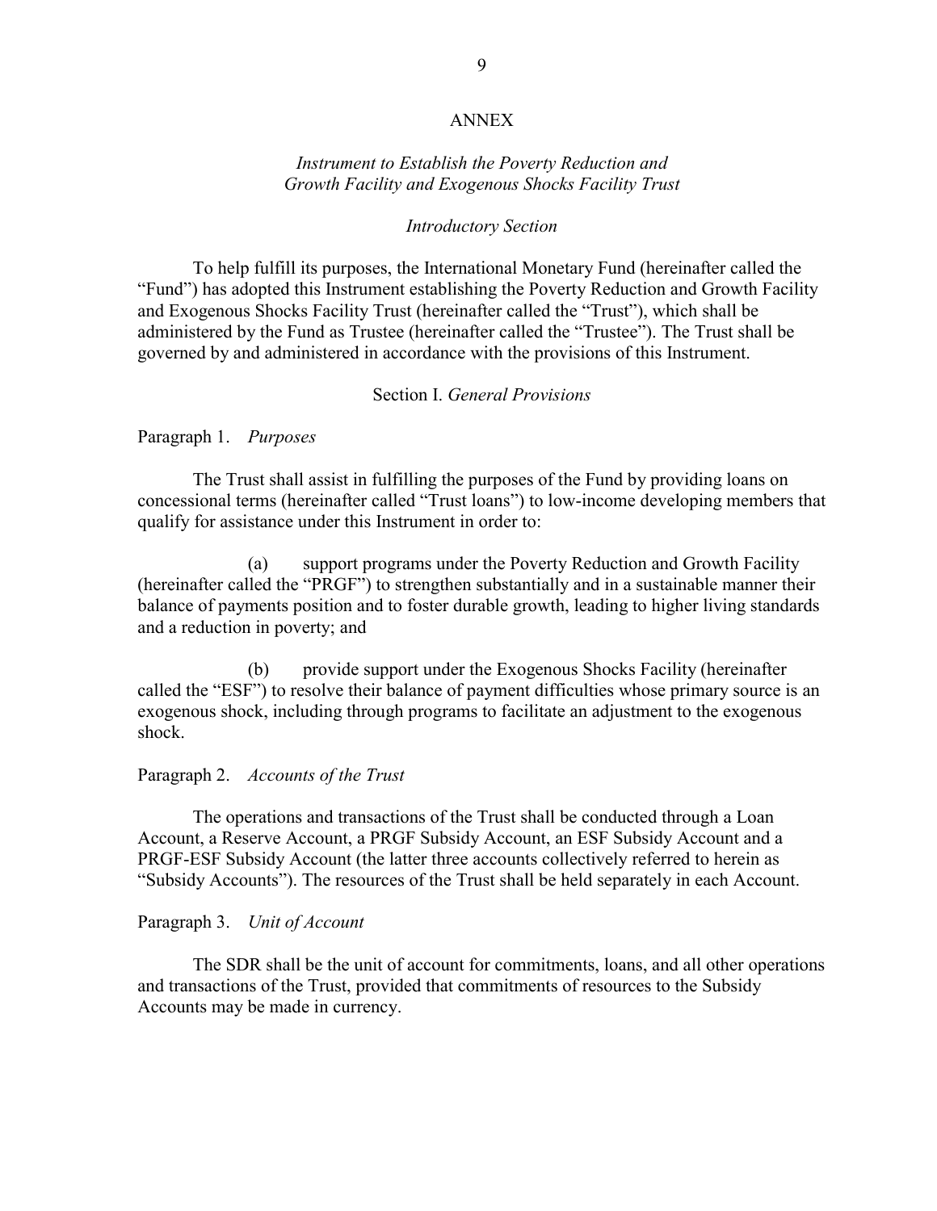# ANNEX

## *Instrument to Establish the Poverty Reduction and Growth Facility and Exogenous Shocks Facility Trust*

### *Introductory Section*

To help fulfill its purposes, the International Monetary Fund (hereinafter called the "Fund") has adopted this Instrument establishing the Poverty Reduction and Growth Facility and Exogenous Shocks Facility Trust (hereinafter called the "Trust"), which shall be administered by the Fund as Trustee (hereinafter called the "Trustee"). The Trust shall be governed by and administered in accordance with the provisions of this Instrument.

### Section I. *General Provisions*

Paragraph 1. *Purposes*

The Trust shall assist in fulfilling the purposes of the Fund by providing loans on concessional terms (hereinafter called "Trust loans") to low-income developing members that qualify for assistance under this Instrument in order to:

(a) support programs under the Poverty Reduction and Growth Facility (hereinafter called the "PRGF") to strengthen substantially and in a sustainable manner their balance of payments position and to foster durable growth, leading to higher living standards and a reduction in poverty; and

(b) provide support under the Exogenous Shocks Facility (hereinafter called the "ESF") to resolve their balance of payment difficulties whose primary source is an exogenous shock, including through programs to facilitate an adjustment to the exogenous shock.

Paragraph 2. *Accounts of the Trust*

The operations and transactions of the Trust shall be conducted through a Loan Account, a Reserve Account, a PRGF Subsidy Account, an ESF Subsidy Account and a PRGF-ESF Subsidy Account (the latter three accounts collectively referred to herein as "Subsidy Accounts"). The resources of the Trust shall be held separately in each Account.

Paragraph 3. *Unit of Account*

The SDR shall be the unit of account for commitments, loans, and all other operations and transactions of the Trust, provided that commitments of resources to the Subsidy Accounts may be made in currency.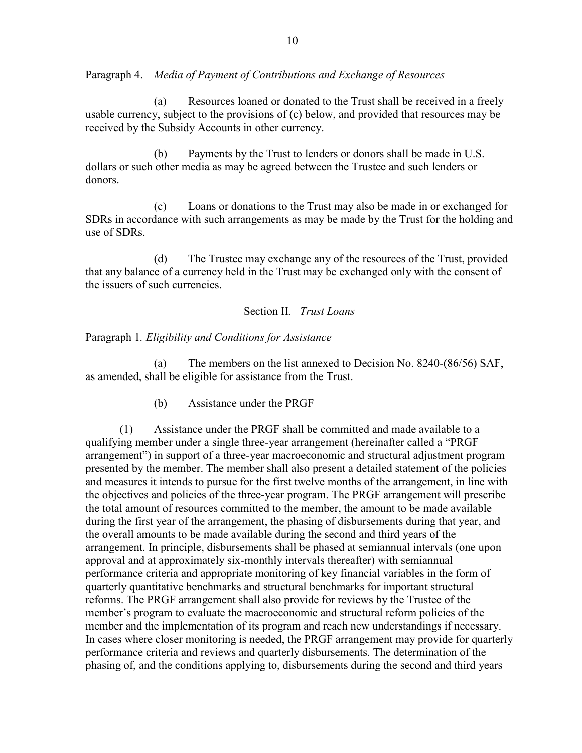Paragraph 4. *Media of Payment of Contributions and Exchange of Resources*

(a) Resources loaned or donated to the Trust shall be received in a freely usable currency, subject to the provisions of (c) below, and provided that resources may be received by the Subsidy Accounts in other currency.

(b) Payments by the Trust to lenders or donors shall be made in U.S. dollars or such other media as may be agreed between the Trustee and such lenders or donors.

(c) Loans or donations to the Trust may also be made in or exchanged for SDRs in accordance with such arrangements as may be made by the Trust for the holding and use of SDRs.

(d) The Trustee may exchange any of the resources of the Trust, provided that any balance of a currency held in the Trust may be exchanged only with the consent of the issuers of such currencies.

## Section II. *Trust Loans*

Paragraph 1. *Eligibility and Conditions for Assistance*

(a) The members on the list annexed to Decision No. 8240-(86/56) SAF, as amended, shall be eligible for assistance from the Trust.

(b) Assistance under the PRGF

(1) Assistance under the PRGF shall be committed and made available to a qualifying member under a single three-year arrangement (hereinafter called a "PRGF arrangement") in support of a three-year macroeconomic and structural adjustment program presented by the member. The member shall also present a detailed statement of the policies and measures it intends to pursue for the first twelve months of the arrangement, in line with the objectives and policies of the three-year program. The PRGF arrangement will prescribe the total amount of resources committed to the member, the amount to be made available during the first year of the arrangement, the phasing of disbursements during that year, and the overall amounts to be made available during the second and third years of the arrangement. In principle, disbursements shall be phased at semiannual intervals (one upon approval and at approximately six-monthly intervals thereafter) with semiannual performance criteria and appropriate monitoring of key financial variables in the form of quarterly quantitative benchmarks and structural benchmarks for important structural reforms. The PRGF arrangement shall also provide for reviews by the Trustee of the member's program to evaluate the macroeconomic and structural reform policies of the member and the implementation of its program and reach new understandings if necessary. In cases where closer monitoring is needed, the PRGF arrangement may provide for quarterly performance criteria and reviews and quarterly disbursements. The determination of the phasing of, and the conditions applying to, disbursements during the second and third years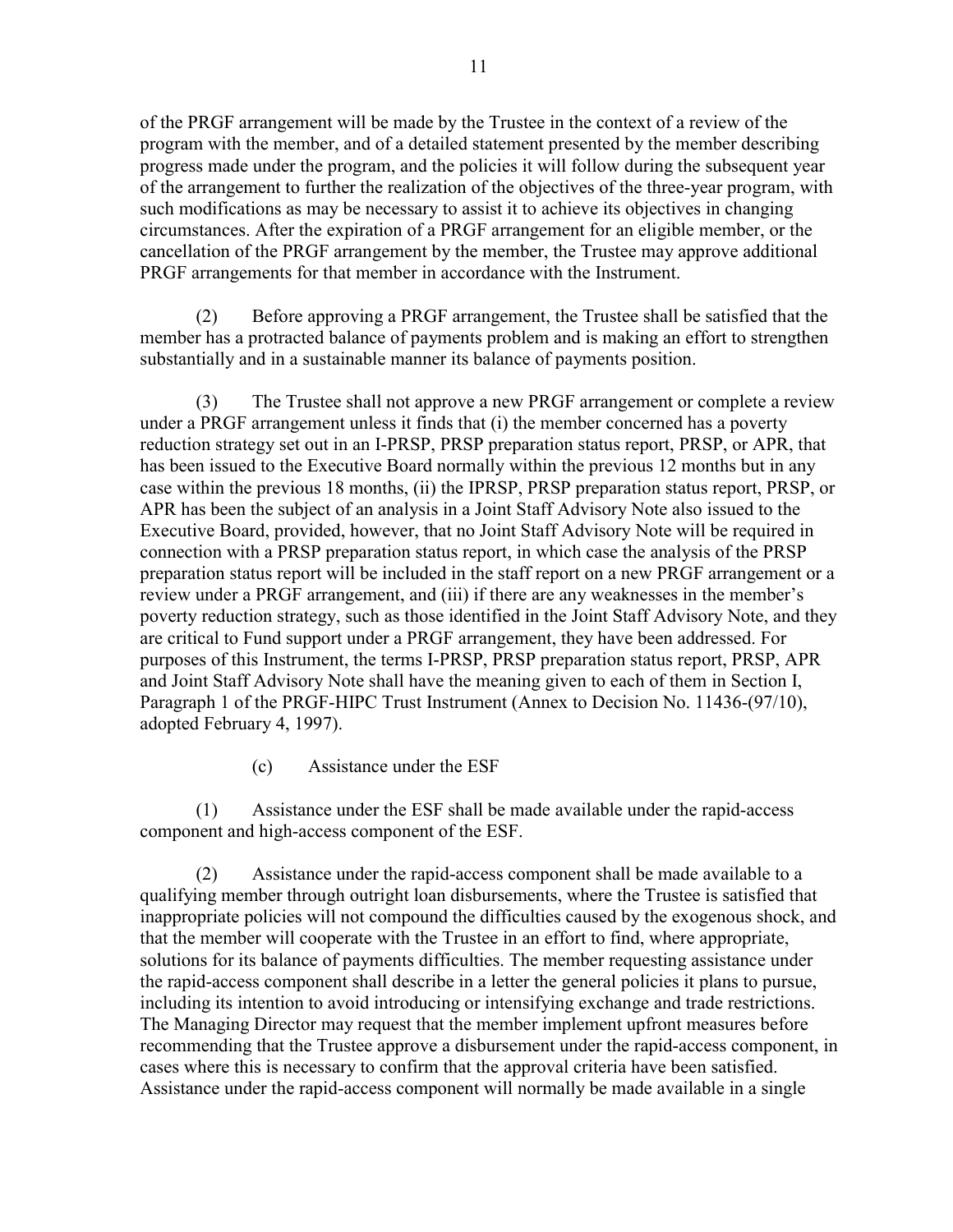of the PRGF arrangement will be made by the Trustee in the context of a review of the program with the member, and of a detailed statement presented by the member describing progress made under the program, and the policies it will follow during the subsequent year of the arrangement to further the realization of the objectives of the three-year program, with such modifications as may be necessary to assist it to achieve its objectives in changing circumstances. After the expiration of a PRGF arrangement for an eligible member, or the cancellation of the PRGF arrangement by the member, the Trustee may approve additional PRGF arrangements for that member in accordance with the Instrument.

(2) Before approving a PRGF arrangement, the Trustee shall be satisfied that the member has a protracted balance of payments problem and is making an effort to strengthen substantially and in a sustainable manner its balance of payments position.

(3) The Trustee shall not approve a new PRGF arrangement or complete a review under a PRGF arrangement unless it finds that (i) the member concerned has a poverty reduction strategy set out in an I-PRSP, PRSP preparation status report, PRSP, or APR, that has been issued to the Executive Board normally within the previous 12 months but in any case within the previous 18 months, (ii) the IPRSP, PRSP preparation status report, PRSP, or APR has been the subject of an analysis in a Joint Staff Advisory Note also issued to the Executive Board, provided, however, that no Joint Staff Advisory Note will be required in connection with a PRSP preparation status report, in which case the analysis of the PRSP preparation status report will be included in the staff report on a new PRGF arrangement or a review under a PRGF arrangement, and (iii) if there are any weaknesses in the member's poverty reduction strategy, such as those identified in the Joint Staff Advisory Note, and they are critical to Fund support under a PRGF arrangement, they have been addressed. For purposes of this Instrument, the terms I-PRSP, PRSP preparation status report, PRSP, APR and Joint Staff Advisory Note shall have the meaning given to each of them in Section I, Paragraph 1 of the PRGF-HIPC Trust Instrument (Annex to Decision No. 11436-(97/10), adopted February 4, 1997).

(c) Assistance under the ESF

(1) Assistance under the ESF shall be made available under the rapid-access component and high-access component of the ESF.

(2) Assistance under the rapid-access component shall be made available to a qualifying member through outright loan disbursements, where the Trustee is satisfied that inappropriate policies will not compound the difficulties caused by the exogenous shock, and that the member will cooperate with the Trustee in an effort to find, where appropriate, solutions for its balance of payments difficulties. The member requesting assistance under the rapid-access component shall describe in a letter the general policies it plans to pursue, including its intention to avoid introducing or intensifying exchange and trade restrictions. The Managing Director may request that the member implement upfront measures before recommending that the Trustee approve a disbursement under the rapid-access component, in cases where this is necessary to confirm that the approval criteria have been satisfied. Assistance under the rapid-access component will normally be made available in a single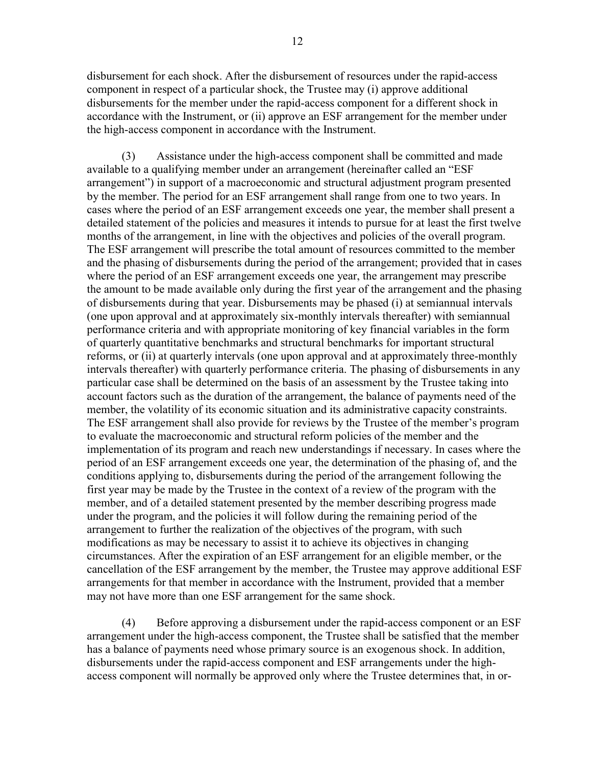disbursement for each shock. After the disbursement of resources under the rapid-access component in respect of a particular shock, the Trustee may (i) approve additional disbursements for the member under the rapid-access component for a different shock in accordance with the Instrument, or (ii) approve an ESF arrangement for the member under the high-access component in accordance with the Instrument.

(3) Assistance under the high-access component shall be committed and made available to a qualifying member under an arrangement (hereinafter called an "ESF arrangement") in support of a macroeconomic and structural adjustment program presented by the member. The period for an ESF arrangement shall range from one to two years. In cases where the period of an ESF arrangement exceeds one year, the member shall present a detailed statement of the policies and measures it intends to pursue for at least the first twelve months of the arrangement, in line with the objectives and policies of the overall program. The ESF arrangement will prescribe the total amount of resources committed to the member and the phasing of disbursements during the period of the arrangement; provided that in cases where the period of an ESF arrangement exceeds one year, the arrangement may prescribe the amount to be made available only during the first year of the arrangement and the phasing of disbursements during that year. Disbursements may be phased (i) at semiannual intervals (one upon approval and at approximately six-monthly intervals thereafter) with semiannual performance criteria and with appropriate monitoring of key financial variables in the form of quarterly quantitative benchmarks and structural benchmarks for important structural reforms, or (ii) at quarterly intervals (one upon approval and at approximately three-monthly intervals thereafter) with quarterly performance criteria. The phasing of disbursements in any particular case shall be determined on the basis of an assessment by the Trustee taking into account factors such as the duration of the arrangement, the balance of payments need of the member, the volatility of its economic situation and its administrative capacity constraints. The ESF arrangement shall also provide for reviews by the Trustee of the member's program to evaluate the macroeconomic and structural reform policies of the member and the implementation of its program and reach new understandings if necessary. In cases where the period of an ESF arrangement exceeds one year, the determination of the phasing of, and the conditions applying to, disbursements during the period of the arrangement following the first year may be made by the Trustee in the context of a review of the program with the member, and of a detailed statement presented by the member describing progress made under the program, and the policies it will follow during the remaining period of the arrangement to further the realization of the objectives of the program, with such modifications as may be necessary to assist it to achieve its objectives in changing circumstances. After the expiration of an ESF arrangement for an eligible member, or the cancellation of the ESF arrangement by the member, the Trustee may approve additional ESF arrangements for that member in accordance with the Instrument, provided that a member may not have more than one ESF arrangement for the same shock.

(4) Before approving a disbursement under the rapid-access component or an ESF arrangement under the high-access component, the Trustee shall be satisfied that the member has a balance of payments need whose primary source is an exogenous shock. In addition, disbursements under the rapid-access component and ESF arrangements under the high-access component will normally be approved only where the Trustee determines that, in or-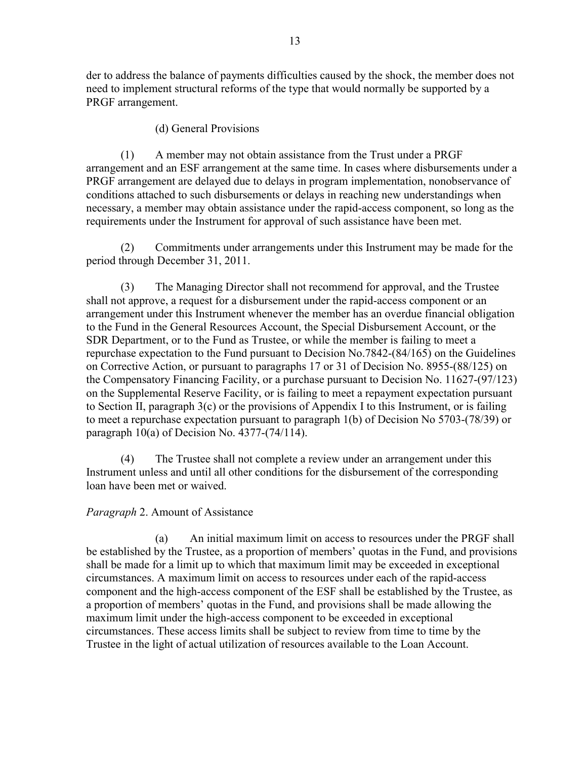der to address the balance of payments difficulties caused by the shock, the member does not need to implement structural reforms of the type that would normally be supported by a PRGF arrangement.

(d) General Provisions

(1) A member may not obtain assistance from the Trust under a PRGF arrangement and an ESF arrangement at the same time. In cases where disbursements under a PRGF arrangement are delayed due to delays in program implementation, nonobservance of conditions attached to such disbursements or delays in reaching new understandings when necessary, a member may obtain assistance under the rapid-access component, so long as the requirements under the Instrument for approval of such assistance have been met.

(2) Commitments under arrangements under this Instrument may be made for the period through December 31, 2011.

(3) The Managing Director shall not recommend for approval, and the Trustee shall not approve, a request for a disbursement under the rapid-access component or an arrangement under this Instrument whenever the member has an overdue financial obligation to the Fund in the General Resources Account, the Special Disbursement Account, or the SDR Department, or to the Fund as Trustee, or while the member is failing to meet a repurchase expectation to the Fund pursuant to Decision No.7842-(84/165) on the Guidelines on Corrective Action, or pursuant to paragraphs 17 or 31 of Decision No. 8955-(88/125) on the Compensatory Financing Facility, or a purchase pursuant to Decision No. 11627-(97/123) on the Supplemental Reserve Facility, or is failing to meet a repayment expectation pursuant to Section II, paragraph 3(c) or the provisions of Appendix I to this Instrument, or is failing to meet a repurchase expectation pursuant to paragraph 1(b) of Decision No 5703-(78/39) or paragraph 10(a) of Decision No. 4377-(74/114).

(4) The Trustee shall not complete a review under an arrangement under this Instrument unless and until all other conditions for the disbursement of the corresponding loan have been met or waived.

*Paragraph* 2. Amount of Assistance

(a) An initial maximum limit on access to resources under the PRGF shall be established by the Trustee, as a proportion of members' quotas in the Fund, and provisions shall be made for a limit up to which that maximum limit may be exceeded in exceptional circumstances. A maximum limit on access to resources under each of the rapid-access component and the high-access component of the ESF shall be established by the Trustee, as a proportion of members' quotas in the Fund, and provisions shall be made allowing the maximum limit under the high-access component to be exceeded in exceptional circumstances. These access limits shall be subject to review from time to time by the Trustee in the light of actual utilization of resources available to the Loan Account.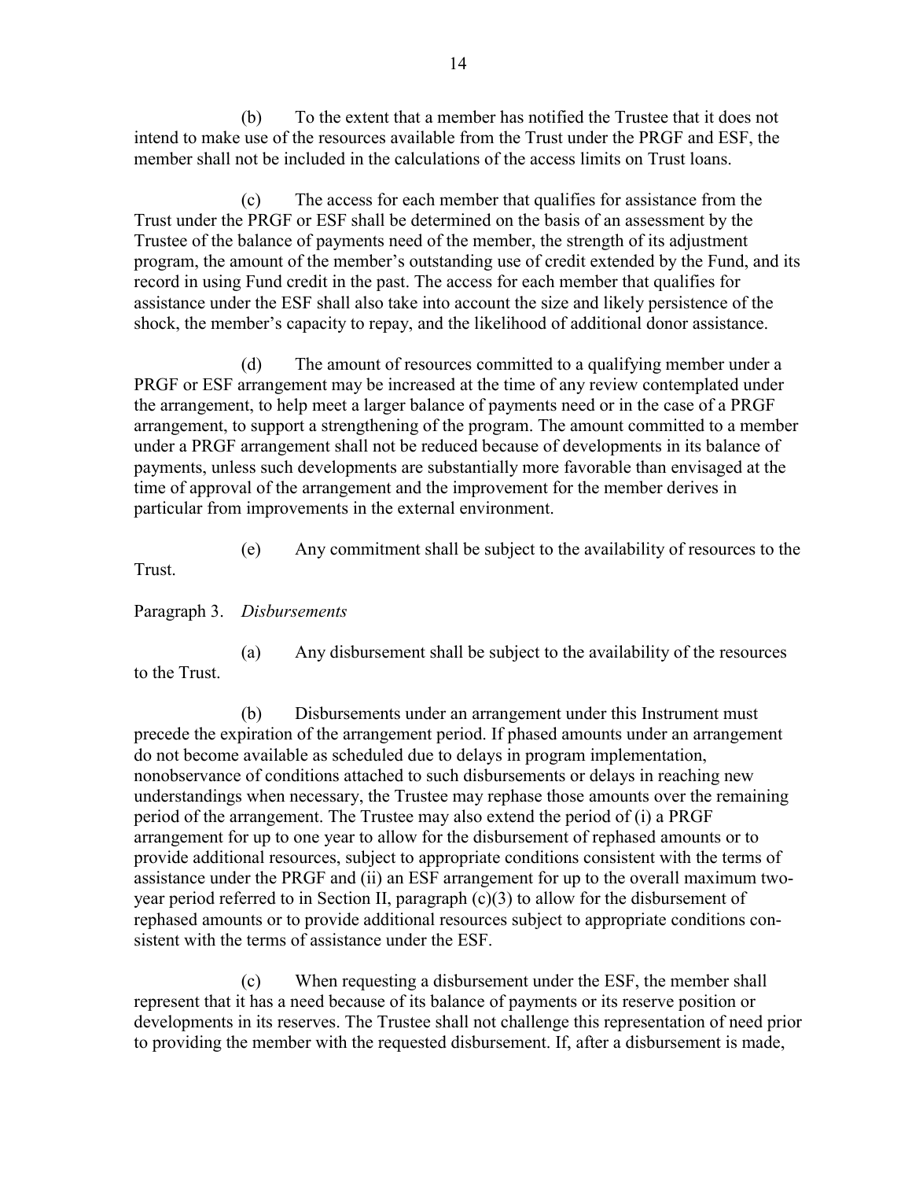(b) To the extent that a member has notified the Trustee that it does not intend to make use of the resources available from the Trust under the PRGF and ESF, the member shall not be included in the calculations of the access limits on Trust loans.

(c) The access for each member that qualifies for assistance from the Trust under the PRGF or ESF shall be determined on the basis of an assessment by the Trustee of the balance of payments need of the member, the strength of its adjustment program, the amount of the member's outstanding use of credit extended by the Fund, and its record in using Fund credit in the past. The access for each member that qualifies for assistance under the ESF shall also take into account the size and likely persistence of the shock, the member's capacity to repay, and the likelihood of additional donor assistance.

(d) The amount of resources committed to a qualifying member under a PRGF or ESF arrangement may be increased at the time of any review contemplated under the arrangement, to help meet a larger balance of payments need or in the case of a PRGF arrangement, to support a strengthening of the program. The amount committed to a member under a PRGF arrangement shall not be reduced because of developments in its balance of payments, unless such developments are substantially more favorable than envisaged at the time of approval of the arrangement and the improvement for the member derives in particular from improvements in the external environment.

(e) Any commitment shall be subject to the availability of resources to the Trust.

Paragraph 3. *Disbursements*

(a) Any disbursement shall be subject to the availability of the resources to the Trust.

(b) Disbursements under an arrangement under this Instrument must precede the expiration of the arrangement period. If phased amounts under an arrangement do not become available as scheduled due to delays in program implementation, nonobservance of conditions attached to such disbursements or delays in reaching new understandings when necessary, the Trustee may rephase those amounts over the remaining period of the arrangement. The Trustee may also extend the period of (i) a PRGF arrangement for up to one year to allow for the disbursement of rephased amounts or to provide additional resources, subject to appropriate conditions consistent with the terms of assistance under the PRGF and (ii) an ESF arrangement for up to the overall maximum two-year period referred to in Section II, paragraph (c)(3) to allow for the disbursement of rephased amounts or to provide additional resources subject to appropriate conditions consistent with the terms of assistance under the ESF.

(c) When requesting a disbursement under the ESF, the member shall represent that it has a need because of its balance of payments or its reserve position or developments in its reserves. The Trustee shall not challenge this representation of need prior to providing the member with the requested disbursement. If, after a disbursement is made,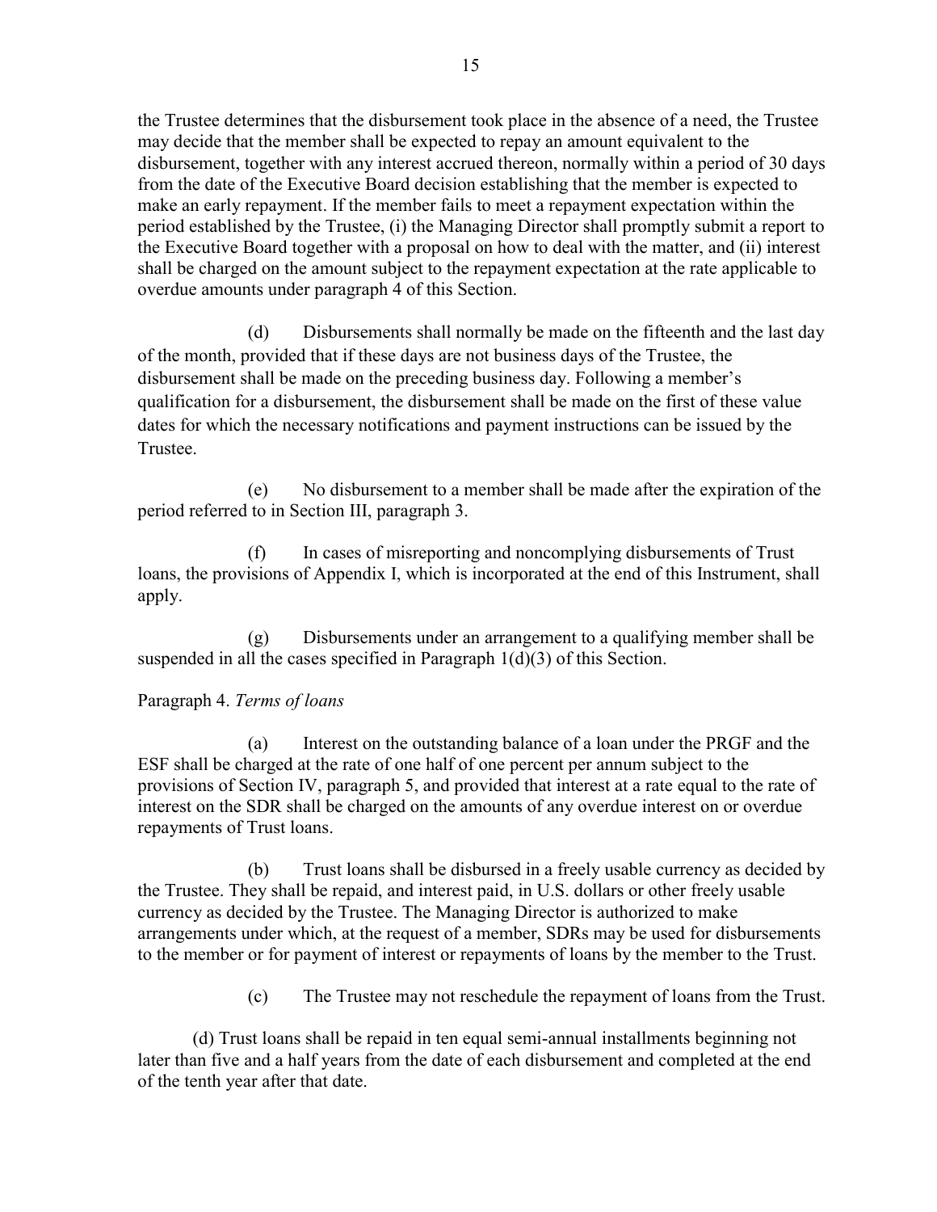the Trustee determines that the disbursement took place in the absence of a need, the Trustee may decide that the member shall be expected to repay an amount equivalent to the disbursement, together with any interest accrued thereon, normally within a period of 30 days from the date of the Executive Board decision establishing that the member is expected to make an early repayment. If the member fails to meet a repayment expectation within the period established by the Trustee, (i) the Managing Director shall promptly submit a report to the Executive Board together with a proposal on how to deal with the matter, and (ii) interest shall be charged on the amount subject to the repayment expectation at the rate applicable to overdue amounts under paragraph 4 of this Section.

(d) Disbursements shall normally be made on the fifteenth and the last day of the month, provided that if these days are not business days of the Trustee, the disbursement shall be made on the preceding business day. Following a member's qualification for a disbursement, the disbursement shall be made on the first of these value dates for which the necessary notifications and payment instructions can be issued by the Trustee.

(e) No disbursement to a member shall be made after the expiration of the period referred to in Section III, paragraph 3.

(f) In cases of misreporting and noncomplying disbursements of Trust loans, the provisions of Appendix I, which is incorporated at the end of this Instrument, shall apply.

(g) Disbursements under an arrangement to a qualifying member shall be suspended in all the cases specified in Paragraph 1(d)(3) of this Section.

Paragraph 4. *Terms of loans*

(a) Interest on the outstanding balance of a loan under the PRGF and the ESF shall be charged at the rate of one half of one percent per annum subject to the provisions of Section IV, paragraph 5, and provided that interest at a rate equal to the rate of interest on the SDR shall be charged on the amounts of any overdue interest on or overdue repayments of Trust loans.

(b) Trust loans shall be disbursed in a freely usable currency as decided by the Trustee. They shall be repaid, and interest paid, in U.S. dollars or other freely usable currency as decided by the Trustee. The Managing Director is authorized to make arrangements under which, at the request of a member, SDRs may be used for disbursements to the member or for payment of interest or repayments of loans by the member to the Trust.

(c) The Trustee may not reschedule the repayment of loans from the Trust.

(d) Trust loans shall be repaid in ten equal semi-annual installments beginning not later than five and a half years from the date of each disbursement and completed at the end of the tenth year after that date.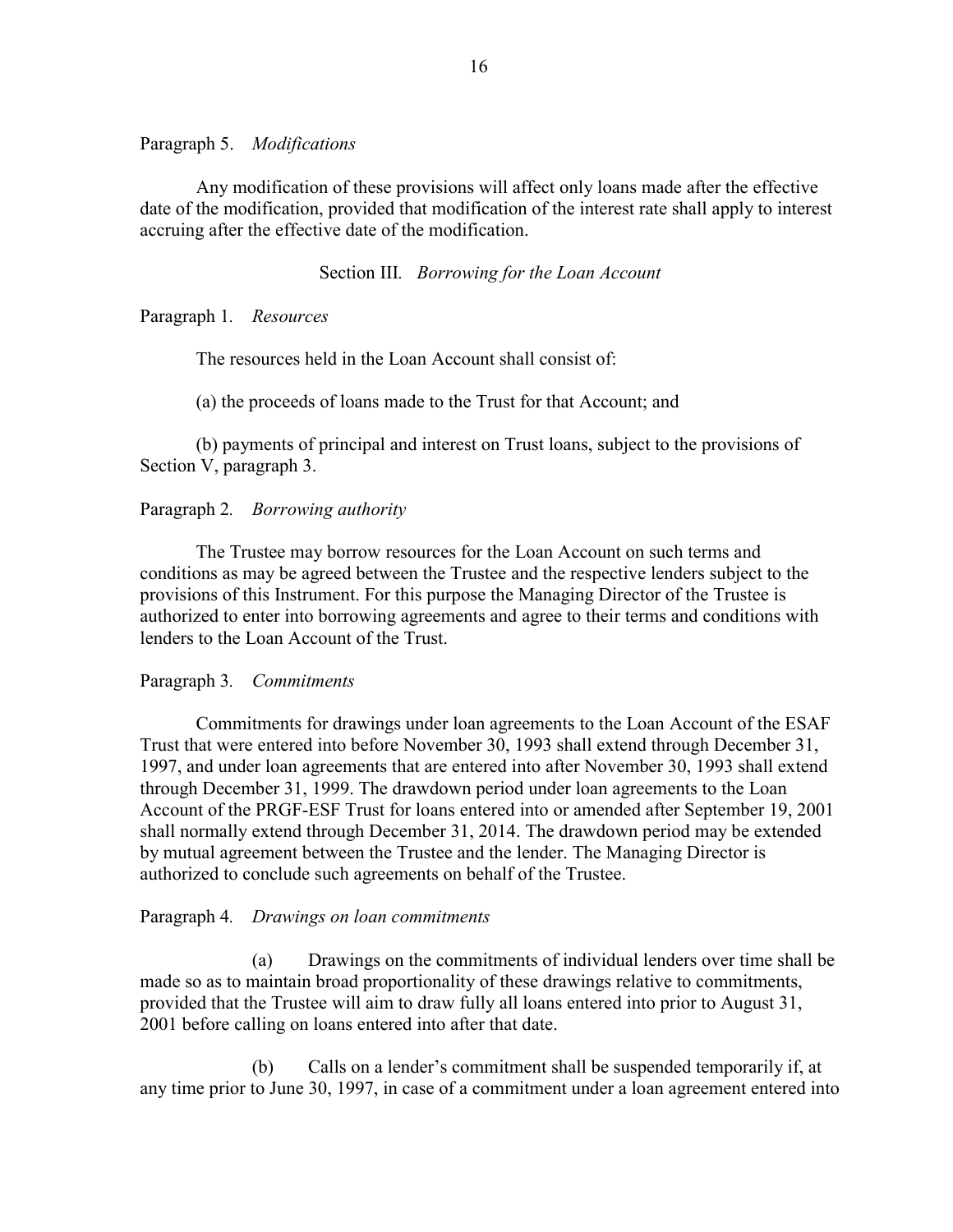Paragraph 5. *Modifications*

Any modification of these provisions will affect only loans made after the effective date of the modification, provided that modification of the interest rate shall apply to interest accruing after the effective date of the modification.

Section III. *Borrowing for the Loan Account*

Paragraph 1. *Resources*

The resources held in the Loan Account shall consist of:

(a) the proceeds of loans made to the Trust for that Account; and

(b) payments of principal and interest on Trust loans, subject to the provisions of Section V, paragraph 3.

Paragraph 2. *Borrowing authority*

The Trustee may borrow resources for the Loan Account on such terms and conditions as may be agreed between the Trustee and the respective lenders subject to the provisions of this Instrument. For this purpose the Managing Director of the Trustee is authorized to enter into borrowing agreements and agree to their terms and conditions with lenders to the Loan Account of the Trust.

Paragraph 3. *Commitments*

Commitments for drawings under loan agreements to the Loan Account of the ESAF Trust that were entered into before November 30, 1993 shall extend through December 31, 1997, and under loan agreements that are entered into after November 30, 1993 shall extend through December 31, 1999. The drawdown period under loan agreements to the Loan Account of the PRGF-ESF Trust for loans entered into or amended after September 19, 2001 shall normally extend through December 31, 2014. The drawdown period may be extended by mutual agreement between the Trustee and the lender. The Managing Director is authorized to conclude such agreements on behalf of the Trustee.

Paragraph 4. *Drawings on loan commitments*

(a) Drawings on the commitments of individual lenders over time shall be made so as to maintain broad proportionality of these drawings relative to commitments, provided that the Trustee will aim to draw fully all loans entered into prior to August 31, 2001 before calling on loans entered into after that date.

(b) Calls on a lender's commitment shall be suspended temporarily if, at any time prior to June 30, 1997, in case of a commitment under a loan agreement entered into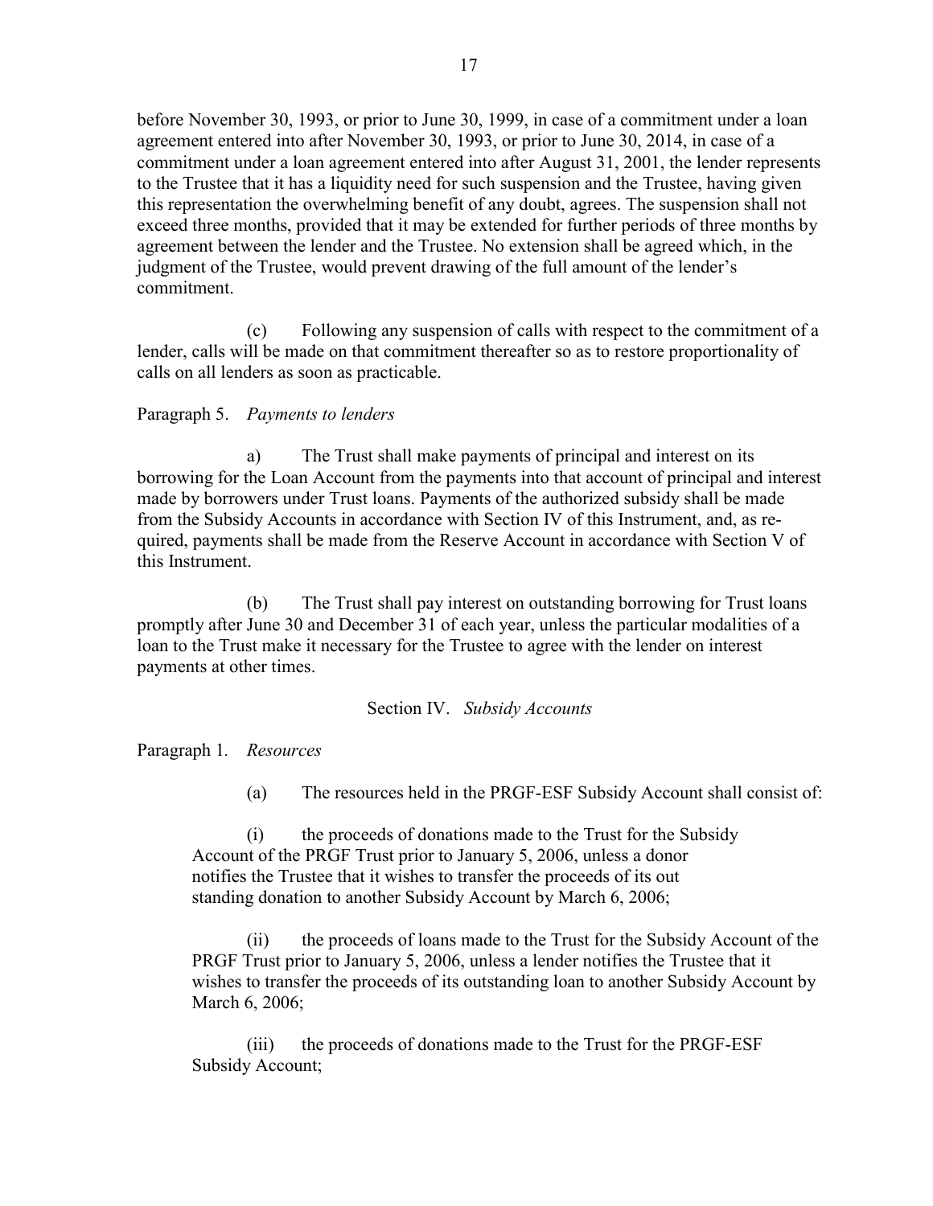before November 30, 1993, or prior to June 30, 1999, in case of a commitment under a loan agreement entered into after November 30, 1993, or prior to June 30, 2014, in case of a commitment under a loan agreement entered into after August 31, 2001, the lender represents to the Trustee that it has a liquidity need for such suspension and the Trustee, having given this representation the overwhelming benefit of any doubt, agrees. The suspension shall not exceed three months, provided that it may be extended for further periods of three months by agreement between the lender and the Trustee. No extension shall be agreed which, in the judgment of the Trustee, would prevent drawing of the full amount of the lender's commitment.

(c) Following any suspension of calls with respect to the commitment of a lender, calls will be made on that commitment thereafter so as to restore proportionality of calls on all lenders as soon as practicable.

Paragraph 5. *Payments to lenders*

a) The Trust shall make payments of principal and interest on its borrowing for the Loan Account from the payments into that account of principal and interest made by borrowers under Trust loans. Payments of the authorized subsidy shall be made from the Subsidy Accounts in accordance with Section IV of this Instrument, and, as required, payments shall be made from the Reserve Account in accordance with Section V of this Instrument.

(b) The Trust shall pay interest on outstanding borrowing for Trust loans promptly after June 30 and December 31 of each year, unless the particular modalities of a loan to the Trust make it necessary for the Trustee to agree with the lender on interest payments at other times.

## Section IV. *Subsidy Accounts*

Paragraph 1. *Resources*

(a) The resources held in the PRGF-ESF Subsidy Account shall consist of:

(i) the proceeds of donations made to the Trust for the Subsidy Account of the PRGF Trust prior to January 5, 2006, unless a donor notifies the Trustee that it wishes to transfer the proceeds of its out standing donation to another Subsidy Account by March 6, 2006;

(ii) the proceeds of loans made to the Trust for the Subsidy Account of the PRGF Trust prior to January 5, 2006, unless a lender notifies the Trustee that it wishes to transfer the proceeds of its outstanding loan to another Subsidy Account by March 6, 2006;

(iii) the proceeds of donations made to the Trust for the PRGF-ESF Subsidy Account;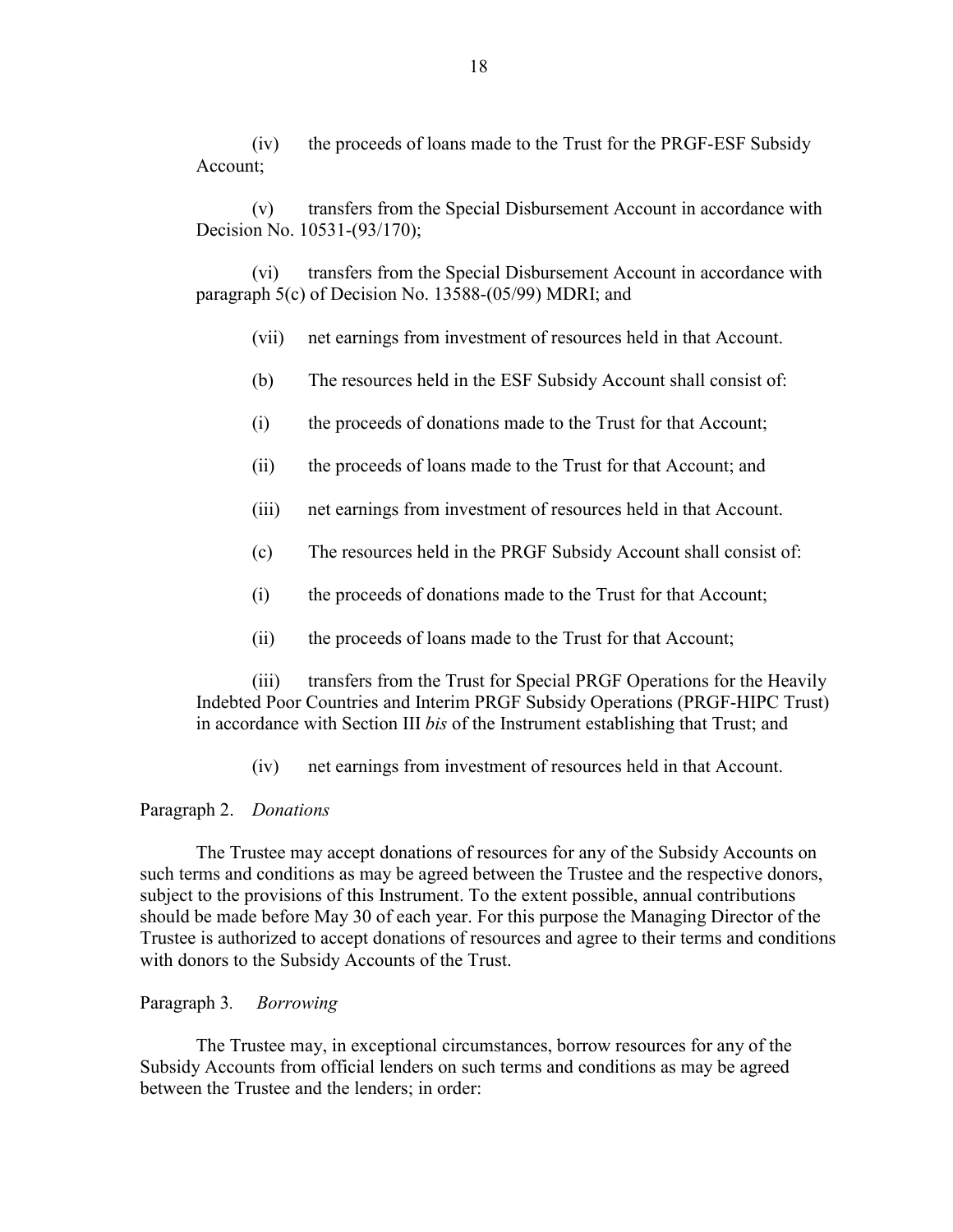(iv) the proceeds of loans made to the Trust for the PRGF-ESF Subsidy Account;

(v) transfers from the Special Disbursement Account in accordance with Decision No. 10531-(93/170);

(vi) transfers from the Special Disbursement Account in accordance with paragraph 5(c) of Decision No. 13588-(05/99) MDRI; and

(vii) net earnings from investment of resources held in that Account.

(b) The resources held in the ESF Subsidy Account shall consist of:

(i) the proceeds of donations made to the Trust for that Account;

(ii) the proceeds of loans made to the Trust for that Account; and

(iii) net earnings from investment of resources held in that Account.

(c) The resources held in the PRGF Subsidy Account shall consist of:

(i) the proceeds of donations made to the Trust for that Account;

(ii) the proceeds of loans made to the Trust for that Account;

(iii) transfers from the Trust for Special PRGF Operations for the Heavily Indebted Poor Countries and Interim PRGF Subsidy Operations (PRGF-HIPC Trust) in accordance with Section III *bis* of the Instrument establishing that Trust; and

(iv) net earnings from investment of resources held in that Account.

Paragraph 2. *Donations*

The Trustee may accept donations of resources for any of the Subsidy Accounts on such terms and conditions as may be agreed between the Trustee and the respective donors, subject to the provisions of this Instrument. To the extent possible, annual contributions should be made before May 30 of each year. For this purpose the Managing Director of the Trustee is authorized to accept donations of resources and agree to their terms and conditions with donors to the Subsidy Accounts of the Trust.

Paragraph 3. *Borrowing*

The Trustee may, in exceptional circumstances, borrow resources for any of the Subsidy Accounts from official lenders on such terms and conditions as may be agreed between the Trustee and the lenders; in order: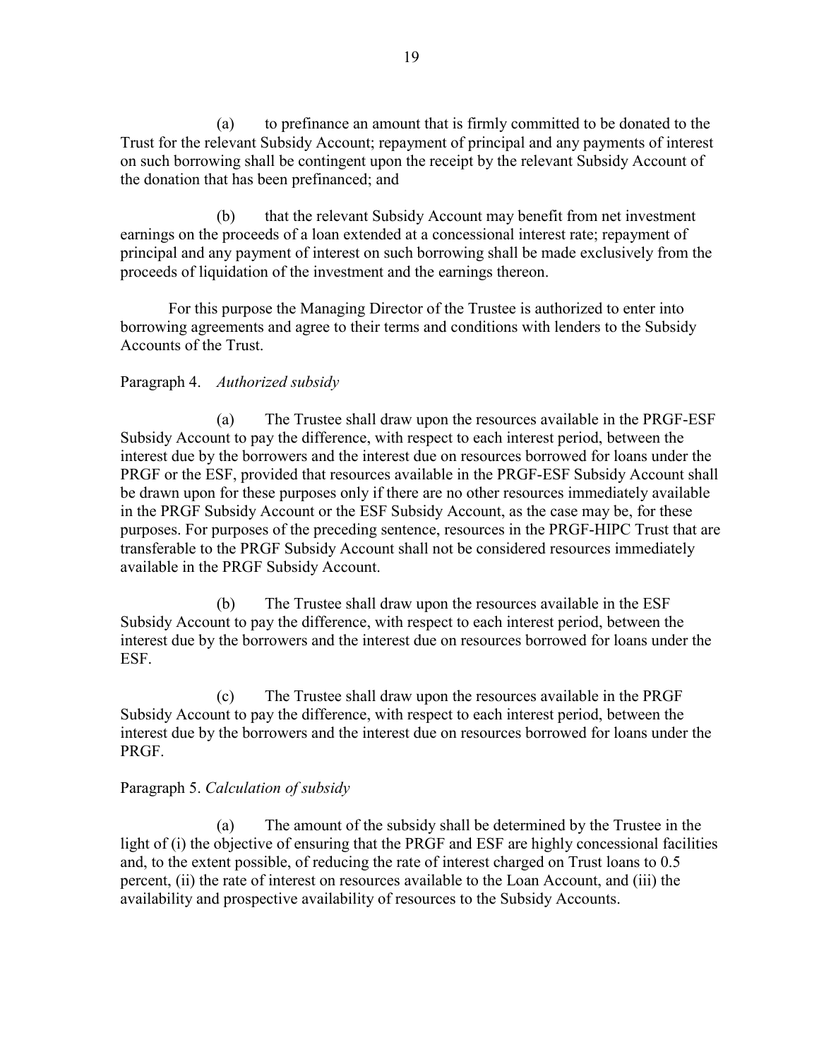(a) to prefinance an amount that is firmly committed to be donated to the Trust for the relevant Subsidy Account; repayment of principal and any payments of interest on such borrowing shall be contingent upon the receipt by the relevant Subsidy Account of the donation that has been prefinanced; and

(b) that the relevant Subsidy Account may benefit from net investment earnings on the proceeds of a loan extended at a concessional interest rate; repayment of principal and any payment of interest on such borrowing shall be made exclusively from the proceeds of liquidation of the investment and the earnings thereon.

For this purpose the Managing Director of the Trustee is authorized to enter into borrowing agreements and agree to their terms and conditions with lenders to the Subsidy Accounts of the Trust.

Paragraph 4. *Authorized subsidy*

(a) The Trustee shall draw upon the resources available in the PRGF-ESF Subsidy Account to pay the difference, with respect to each interest period, between the interest due by the borrowers and the interest due on resources borrowed for loans under the PRGF or the ESF, provided that resources available in the PRGF-ESF Subsidy Account shall be drawn upon for these purposes only if there are no other resources immediately available in the PRGF Subsidy Account or the ESF Subsidy Account, as the case may be, for these purposes. For purposes of the preceding sentence, resources in the PRGF-HIPC Trust that are transferable to the PRGF Subsidy Account shall not be considered resources immediately available in the PRGF Subsidy Account.

(b) The Trustee shall draw upon the resources available in the ESF Subsidy Account to pay the difference, with respect to each interest period, between the interest due by the borrowers and the interest due on resources borrowed for loans under the ESF.

(c) The Trustee shall draw upon the resources available in the PRGF Subsidy Account to pay the difference, with respect to each interest period, between the interest due by the borrowers and the interest due on resources borrowed for loans under the PRGF.

Paragraph 5. *Calculation of subsidy*

(a) The amount of the subsidy shall be determined by the Trustee in the light of (i) the objective of ensuring that the PRGF and ESF are highly concessional facilities and, to the extent possible, of reducing the rate of interest charged on Trust loans to 0.5 percent, (ii) the rate of interest on resources available to the Loan Account, and (iii) the availability and prospective availability of resources to the Subsidy Accounts.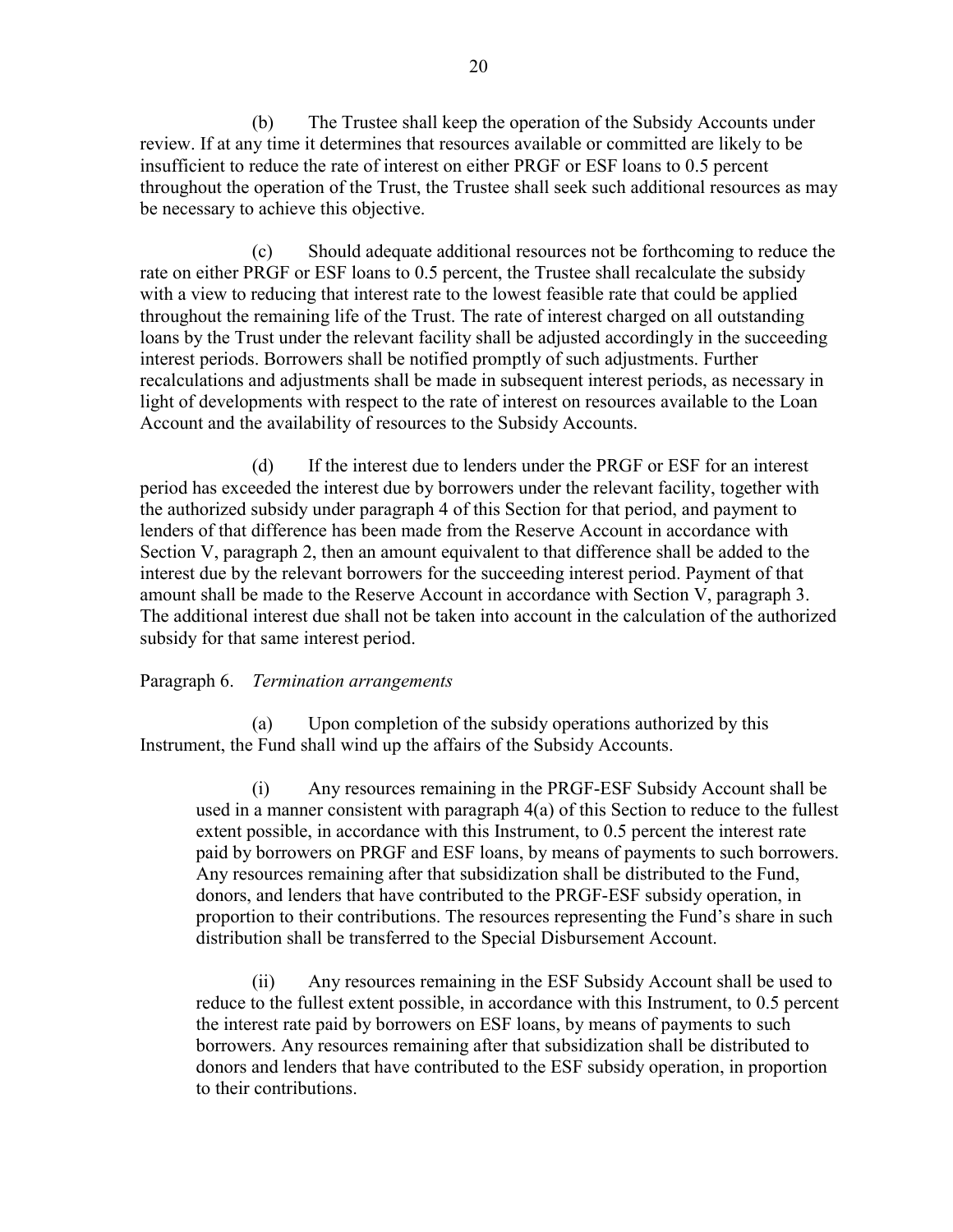(b) The Trustee shall keep the operation of the Subsidy Accounts under review. If at any time it determines that resources available or committed are likely to be insufficient to reduce the rate of interest on either PRGF or ESF loans to 0.5 percent throughout the operation of the Trust, the Trustee shall seek such additional resources as may be necessary to achieve this objective.

(c) Should adequate additional resources not be forthcoming to reduce the rate on either PRGF or ESF loans to 0.5 percent, the Trustee shall recalculate the subsidy with a view to reducing that interest rate to the lowest feasible rate that could be applied throughout the remaining life of the Trust. The rate of interest charged on all outstanding loans by the Trust under the relevant facility shall be adjusted accordingly in the succeeding interest periods. Borrowers shall be notified promptly of such adjustments. Further recalculations and adjustments shall be made in subsequent interest periods, as necessary in light of developments with respect to the rate of interest on resources available to the Loan Account and the availability of resources to the Subsidy Accounts.

(d) If the interest due to lenders under the PRGF or ESF for an interest period has exceeded the interest due by borrowers under the relevant facility, together with the authorized subsidy under paragraph 4 of this Section for that period, and payment to lenders of that difference has been made from the Reserve Account in accordance with Section V, paragraph 2, then an amount equivalent to that difference shall be added to the interest due by the relevant borrowers for the succeeding interest period. Payment of that amount shall be made to the Reserve Account in accordance with Section V, paragraph 3. The additional interest due shall not be taken into account in the calculation of the authorized subsidy for that same interest period.

Paragraph 6. *Termination arrangements*

(a) Upon completion of the subsidy operations authorized by this Instrument, the Fund shall wind up the affairs of the Subsidy Accounts.

> (i) Any resources remaining in the PRGF-ESF Subsidy Account shall be used in a manner consistent with paragraph 4(a) of this Section to reduce to the fullest extent possible, in accordance with this Instrument, to 0.5 percent the interest rate paid by borrowers on PRGF and ESF loans, by means of payments to such borrowers. Any resources remaining after that subsidization shall be distributed to the Fund, donors, and lenders that have contributed to the PRGF-ESF subsidy operation, in proportion to their contributions. The resources representing the Fund's share in such distribution shall be transferred to the Special Disbursement Account.
>
> (ii) Any resources remaining in the ESF Subsidy Account shall be used to reduce to the fullest extent possible, in accordance with this Instrument, to 0.5 percent the interest rate paid by borrowers on ESF loans, by means of payments to such borrowers. Any resources remaining after that subsidization shall be distributed to donors and lenders that have contributed to the ESF subsidy operation, in proportion to their contributions.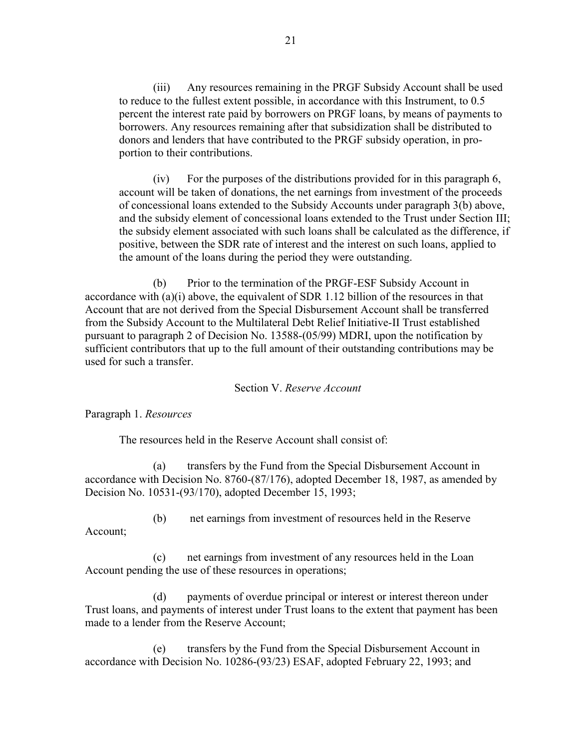(iii) Any resources remaining in the PRGF Subsidy Account shall be used to reduce to the fullest extent possible, in accordance with this Instrument, to 0.5 percent the interest rate paid by borrowers on PRGF loans, by means of payments to borrowers. Any resources remaining after that subsidization shall be distributed to donors and lenders that have contributed to the PRGF subsidy operation, in proportion to their contributions.

(iv) For the purposes of the distributions provided for in this paragraph 6, account will be taken of donations, the net earnings from investment of the proceeds of concessional loans extended to the Subsidy Accounts under paragraph 3(b) above, and the subsidy element of concessional loans extended to the Trust under Section III; the subsidy element associated with such loans shall be calculated as the difference, if positive, between the SDR rate of interest and the interest on such loans, applied to the amount of the loans during the period they were outstanding.

(b) Prior to the termination of the PRGF-ESF Subsidy Account in accordance with (a)(i) above, the equivalent of SDR 1.12 billion of the resources in that Account that are not derived from the Special Disbursement Account shall be transferred from the Subsidy Account to the Multilateral Debt Relief Initiative-II Trust established pursuant to paragraph 2 of Decision No. 13588-(05/99) MDRI, upon the notification by sufficient contributors that up to the full amount of their outstanding contributions may be used for such a transfer.

## Section V. *Reserve Account*

Paragraph 1. *Resources*

The resources held in the Reserve Account shall consist of:

(a) transfers by the Fund from the Special Disbursement Account in accordance with Decision No. 8760-(87/176), adopted December 18, 1987, as amended by Decision No. 10531-(93/170), adopted December 15, 1993;

(b) net earnings from investment of resources held in the Reserve Account;

(c) net earnings from investment of any resources held in the Loan Account pending the use of these resources in operations;

(d) payments of overdue principal or interest or interest thereon under Trust loans, and payments of interest under Trust loans to the extent that payment has been made to a lender from the Reserve Account;

(e) transfers by the Fund from the Special Disbursement Account in accordance with Decision No. 10286-(93/23) ESAF, adopted February 22, 1993; and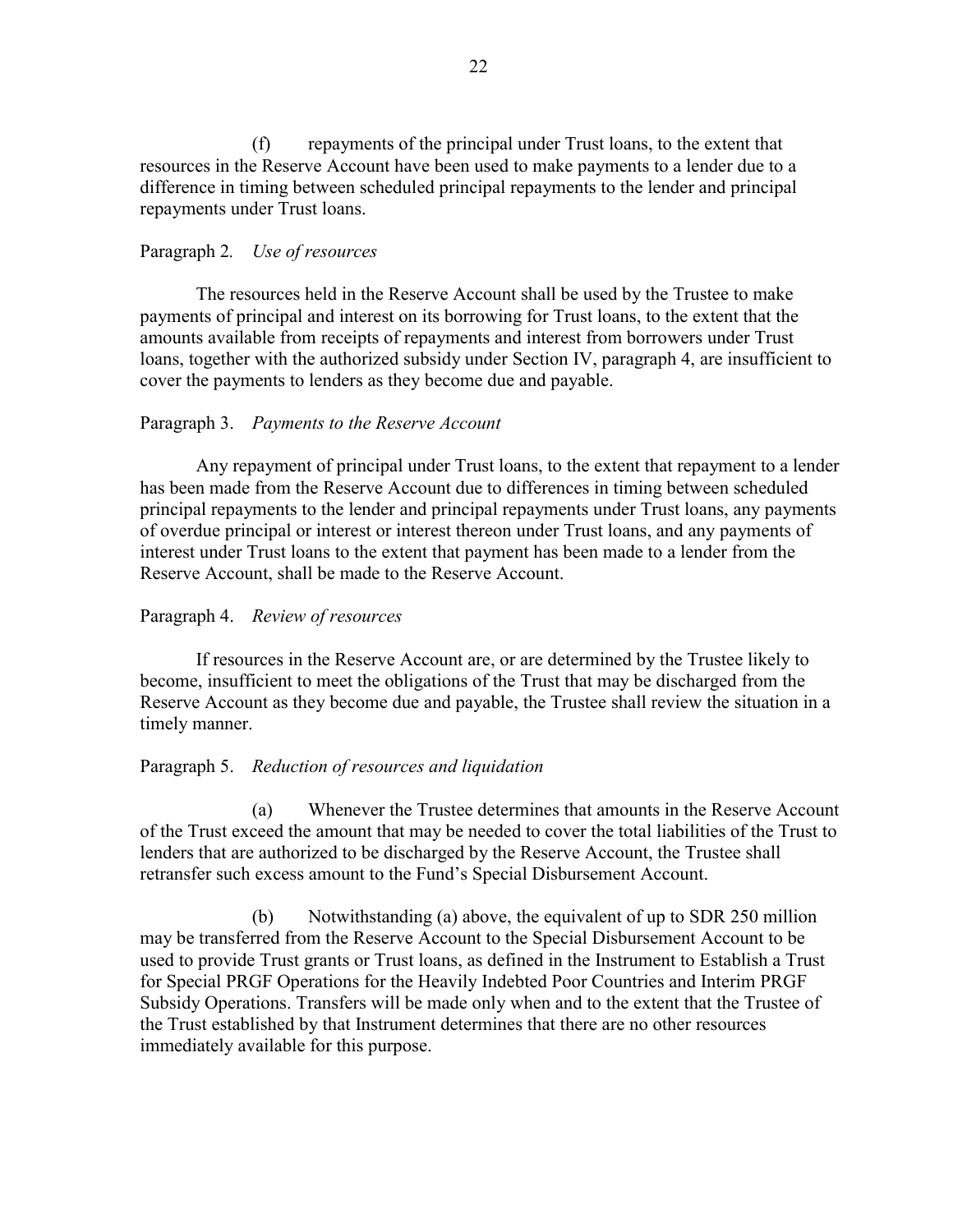(f) repayments of the principal under Trust loans, to the extent that resources in the Reserve Account have been used to make payments to a lender due to a difference in timing between scheduled principal repayments to the lender and principal repayments under Trust loans.

Paragraph 2. *Use of resources*

The resources held in the Reserve Account shall be used by the Trustee to make payments of principal and interest on its borrowing for Trust loans, to the extent that the amounts available from receipts of repayments and interest from borrowers under Trust loans, together with the authorized subsidy under Section IV, paragraph 4, are insufficient to cover the payments to lenders as they become due and payable.

Paragraph 3. *Payments to the Reserve Account*

Any repayment of principal under Trust loans, to the extent that repayment to a lender has been made from the Reserve Account due to differences in timing between scheduled principal repayments to the lender and principal repayments under Trust loans, any payments of overdue principal or interest or interest thereon under Trust loans, and any payments of interest under Trust loans to the extent that payment has been made to a lender from the Reserve Account, shall be made to the Reserve Account.

Paragraph 4. *Review of resources*

If resources in the Reserve Account are, or are determined by the Trustee likely to become, insufficient to meet the obligations of the Trust that may be discharged from the Reserve Account as they become due and payable, the Trustee shall review the situation in a timely manner.

Paragraph 5. *Reduction of resources and liquidation*

(a) Whenever the Trustee determines that amounts in the Reserve Account of the Trust exceed the amount that may be needed to cover the total liabilities of the Trust to lenders that are authorized to be discharged by the Reserve Account, the Trustee shall retransfer such excess amount to the Fund's Special Disbursement Account.

(b) Notwithstanding (a) above, the equivalent of up to SDR 250 million may be transferred from the Reserve Account to the Special Disbursement Account to be used to provide Trust grants or Trust loans, as defined in the Instrument to Establish a Trust for Special PRGF Operations for the Heavily Indebted Poor Countries and Interim PRGF Subsidy Operations. Transfers will be made only when and to the extent that the Trustee of the Trust established by that Instrument determines that there are no other resources immediately available for this purpose.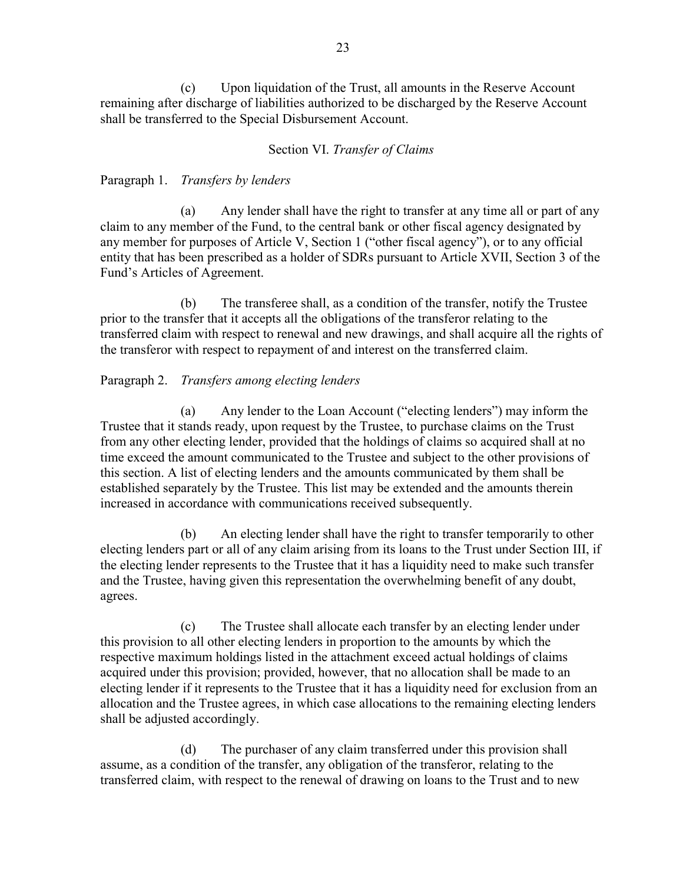(c) Upon liquidation of the Trust, all amounts in the Reserve Account remaining after discharge of liabilities authorized to be discharged by the Reserve Account shall be transferred to the Special Disbursement Account.

## Section VI. *Transfer of Claims*

Paragraph 1. *Transfers by lenders*

(a) Any lender shall have the right to transfer at any time all or part of any claim to any member of the Fund, to the central bank or other fiscal agency designated by any member for purposes of Article V, Section 1 ("other fiscal agency"), or to any official entity that has been prescribed as a holder of SDRs pursuant to Article XVII, Section 3 of the Fund's Articles of Agreement.

(b) The transferee shall, as a condition of the transfer, notify the Trustee prior to the transfer that it accepts all the obligations of the transferor relating to the transferred claim with respect to renewal and new drawings, and shall acquire all the rights of the transferor with respect to repayment of and interest on the transferred claim.

Paragraph 2. *Transfers among electing lenders*

(a) Any lender to the Loan Account ("electing lenders") may inform the Trustee that it stands ready, upon request by the Trustee, to purchase claims on the Trust from any other electing lender, provided that the holdings of claims so acquired shall at no time exceed the amount communicated to the Trustee and subject to the other provisions of this section. A list of electing lenders and the amounts communicated by them shall be established separately by the Trustee. This list may be extended and the amounts therein increased in accordance with communications received subsequently.

(b) An electing lender shall have the right to transfer temporarily to other electing lenders part or all of any claim arising from its loans to the Trust under Section III, if the electing lender represents to the Trustee that it has a liquidity need to make such transfer and the Trustee, having given this representation the overwhelming benefit of any doubt, agrees.

(c) The Trustee shall allocate each transfer by an electing lender under this provision to all other electing lenders in proportion to the amounts by which the respective maximum holdings listed in the attachment exceed actual holdings of claims acquired under this provision; provided, however, that no allocation shall be made to an electing lender if it represents to the Trustee that it has a liquidity need for exclusion from an allocation and the Trustee agrees, in which case allocations to the remaining electing lenders shall be adjusted accordingly.

(d) The purchaser of any claim transferred under this provision shall assume, as a condition of the transfer, any obligation of the transferor, relating to the transferred claim, with respect to the renewal of drawing on loans to the Trust and to new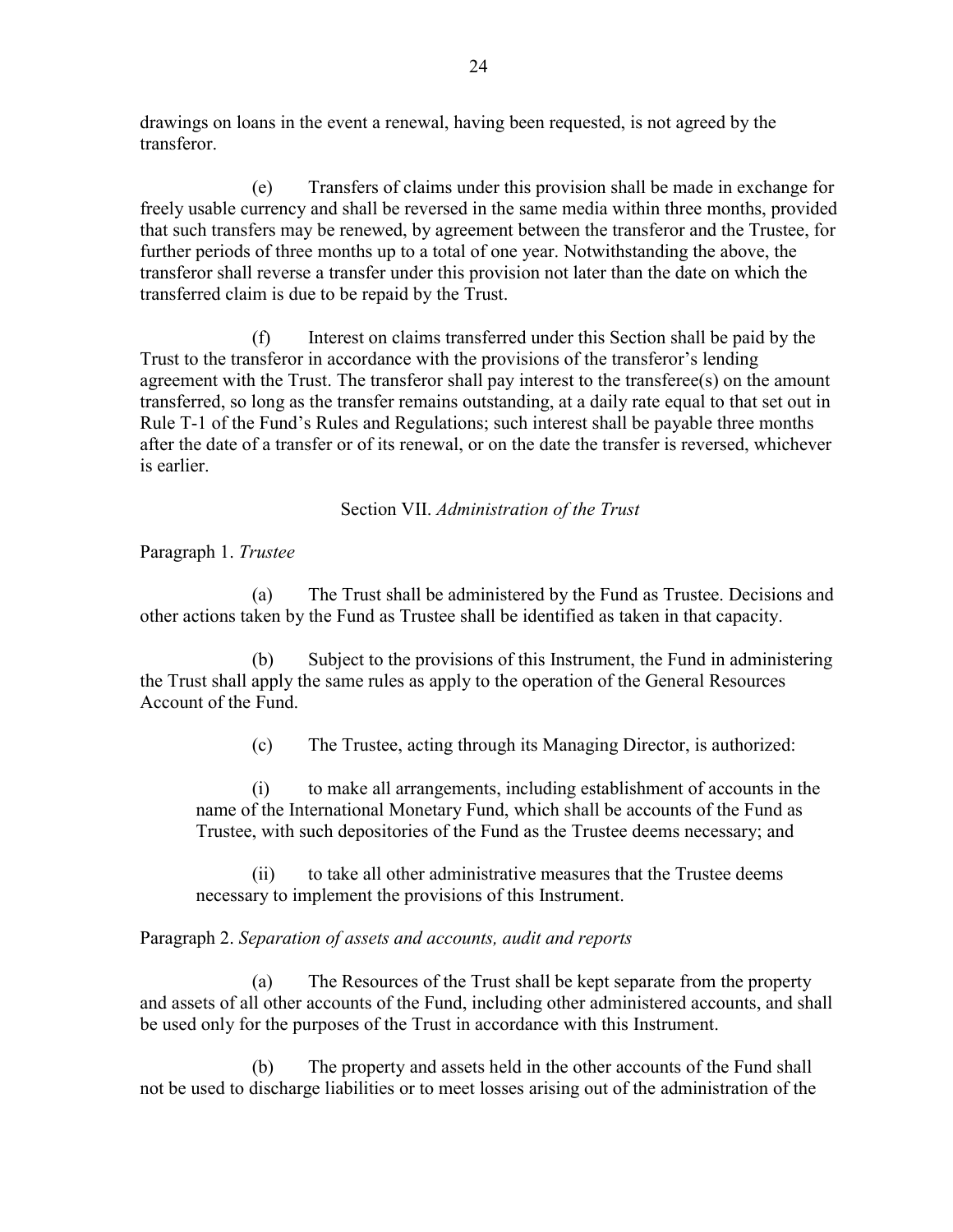drawings on loans in the event a renewal, having been requested, is not agreed by the transferor.

(e) Transfers of claims under this provision shall be made in exchange for freely usable currency and shall be reversed in the same media within three months, provided that such transfers may be renewed, by agreement between the transferor and the Trustee, for further periods of three months up to a total of one year. Notwithstanding the above, the transferor shall reverse a transfer under this provision not later than the date on which the transferred claim is due to be repaid by the Trust.

(f) Interest on claims transferred under this Section shall be paid by the Trust to the transferor in accordance with the provisions of the transferor's lending agreement with the Trust. The transferor shall pay interest to the transferee(s) on the amount transferred, so long as the transfer remains outstanding, at a daily rate equal to that set out in Rule T-1 of the Fund's Rules and Regulations; such interest shall be payable three months after the date of a transfer or of its renewal, or on the date the transfer is reversed, whichever is earlier.

## Section VII. *Administration of the Trust*

Paragraph 1. *Trustee*

(a) The Trust shall be administered by the Fund as Trustee. Decisions and other actions taken by the Fund as Trustee shall be identified as taken in that capacity.

(b) Subject to the provisions of this Instrument, the Fund in administering the Trust shall apply the same rules as apply to the operation of the General Resources Account of the Fund.

(c) The Trustee, acting through its Managing Director, is authorized:

(i) to make all arrangements, including establishment of accounts in the name of the International Monetary Fund, which shall be accounts of the Fund as Trustee, with such depositories of the Fund as the Trustee deems necessary; and

(ii) to take all other administrative measures that the Trustee deems necessary to implement the provisions of this Instrument.

Paragraph 2. *Separation of assets and accounts, audit and reports*

(a) The Resources of the Trust shall be kept separate from the property and assets of all other accounts of the Fund, including other administered accounts, and shall be used only for the purposes of the Trust in accordance with this Instrument.

(b) The property and assets held in the other accounts of the Fund shall not be used to discharge liabilities or to meet losses arising out of the administration of the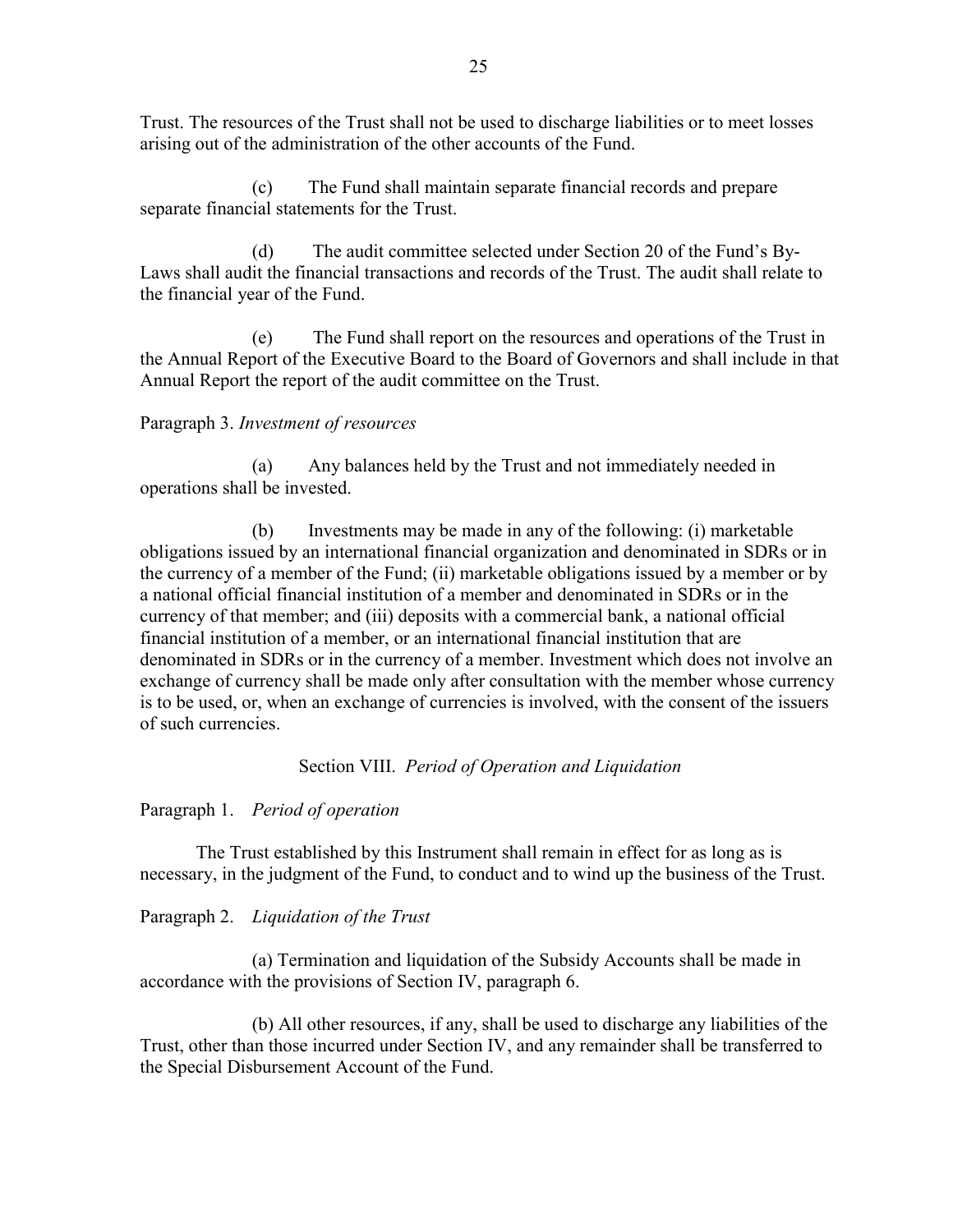Trust. The resources of the Trust shall not be used to discharge liabilities or to meet losses arising out of the administration of the other accounts of the Fund.

(c) The Fund shall maintain separate financial records and prepare separate financial statements for the Trust.

(d) The audit committee selected under Section 20 of the Fund's By-Laws shall audit the financial transactions and records of the Trust. The audit shall relate to the financial year of the Fund.

(e) The Fund shall report on the resources and operations of the Trust in the Annual Report of the Executive Board to the Board of Governors and shall include in that Annual Report the report of the audit committee on the Trust.

Paragraph 3. *Investment of resources*

(a) Any balances held by the Trust and not immediately needed in operations shall be invested.

(b) Investments may be made in any of the following: (i) marketable obligations issued by an international financial organization and denominated in SDRs or in the currency of a member of the Fund; (ii) marketable obligations issued by a member or by a national official financial institution of a member and denominated in SDRs or in the currency of that member; and (iii) deposits with a commercial bank, a national official financial institution of a member, or an international financial institution that are denominated in SDRs or in the currency of a member. Investment which does not involve an exchange of currency shall be made only after consultation with the member whose currency is to be used, or, when an exchange of currencies is involved, with the consent of the issuers of such currencies.

## Section VIII. *Period of Operation and Liquidation*

Paragraph 1. *Period of operation*

The Trust established by this Instrument shall remain in effect for as long as is necessary, in the judgment of the Fund, to conduct and to wind up the business of the Trust.

Paragraph 2. *Liquidation of the Trust*

(a) Termination and liquidation of the Subsidy Accounts shall be made in accordance with the provisions of Section IV, paragraph 6.

(b) All other resources, if any, shall be used to discharge any liabilities of the Trust, other than those incurred under Section IV, and any remainder shall be transferred to the Special Disbursement Account of the Fund.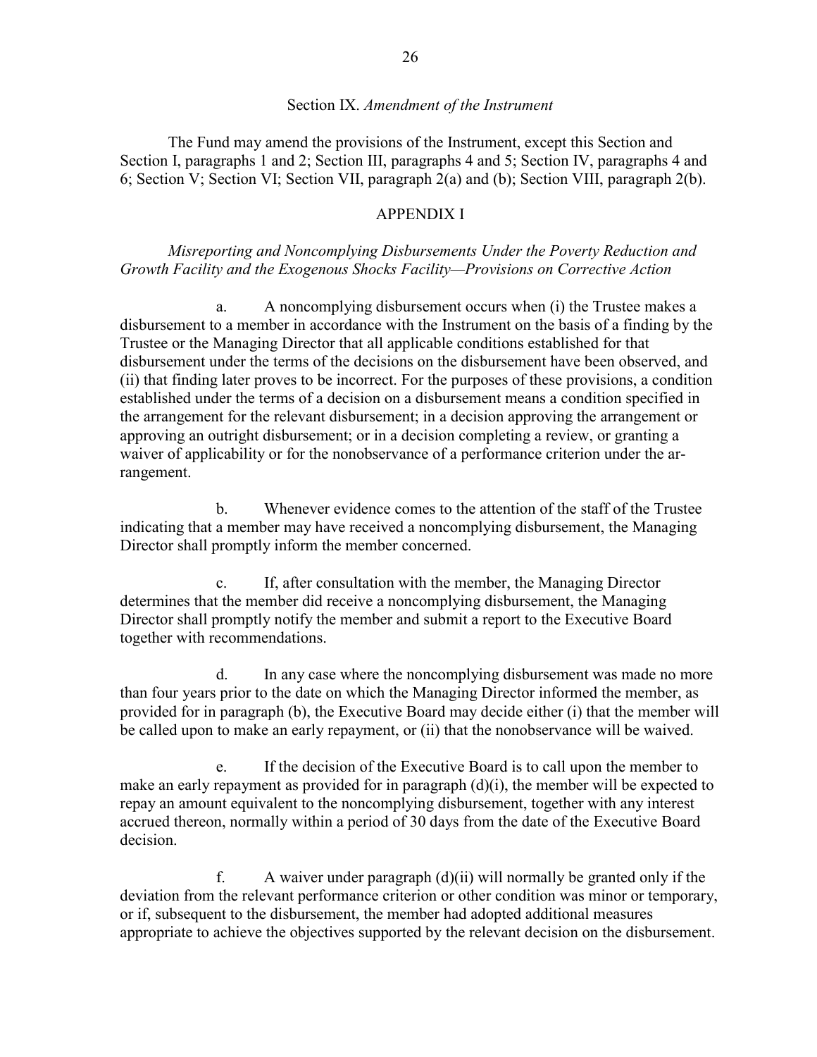## Section IX. *Amendment of the Instrument*

The Fund may amend the provisions of the Instrument, except this Section and Section I, paragraphs 1 and 2; Section III, paragraphs 4 and 5; Section IV, paragraphs 4 and 6; Section V; Section VI; Section VII, paragraph 2(a) and (b); Section VIII, paragraph 2(b).

## APPENDIX I

*Misreporting and Noncomplying Disbursements Under the Poverty Reduction and Growth Facility and the Exogenous Shocks Facility—Provisions on Corrective Action*

a. A noncomplying disbursement occurs when (i) the Trustee makes a disbursement to a member in accordance with the Instrument on the basis of a finding by the Trustee or the Managing Director that all applicable conditions established for that disbursement under the terms of the decisions on the disbursement have been observed, and (ii) that finding later proves to be incorrect. For the purposes of these provisions, a condition established under the terms of a decision on a disbursement means a condition specified in the arrangement for the relevant disbursement; in a decision approving the arrangement or approving an outright disbursement; or in a decision completing a review, or granting a waiver of applicability or for the nonobservance of a performance criterion under the arrangement.

b. Whenever evidence comes to the attention of the staff of the Trustee indicating that a member may have received a noncomplying disbursement, the Managing Director shall promptly inform the member concerned.

c. If, after consultation with the member, the Managing Director determines that the member did receive a noncomplying disbursement, the Managing Director shall promptly notify the member and submit a report to the Executive Board together with recommendations.

d. In any case where the noncomplying disbursement was made no more than four years prior to the date on which the Managing Director informed the member, as provided for in paragraph (b), the Executive Board may decide either (i) that the member will be called upon to make an early repayment, or (ii) that the nonobservance will be waived.

e. If the decision of the Executive Board is to call upon the member to make an early repayment as provided for in paragraph (d)(i), the member will be expected to repay an amount equivalent to the noncomplying disbursement, together with any interest accrued thereon, normally within a period of 30 days from the date of the Executive Board decision.

f. A waiver under paragraph (d)(ii) will normally be granted only if the deviation from the relevant performance criterion or other condition was minor or temporary, or if, subsequent to the disbursement, the member had adopted additional measures appropriate to achieve the objectives supported by the relevant decision on the disbursement.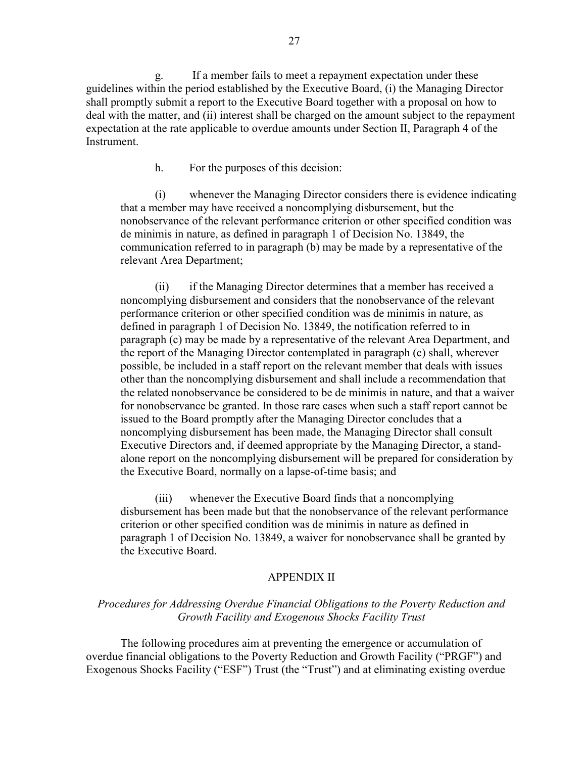g. If a member fails to meet a repayment expectation under these guidelines within the period established by the Executive Board, (i) the Managing Director shall promptly submit a report to the Executive Board together with a proposal on how to deal with the matter, and (ii) interest shall be charged on the amount subject to the repayment expectation at the rate applicable to overdue amounts under Section II, Paragraph 4 of the Instrument.

h. For the purposes of this decision:

(i) whenever the Managing Director considers there is evidence indicating that a member may have received a noncomplying disbursement, but the nonobservance of the relevant performance criterion or other specified condition was de minimis in nature, as defined in paragraph 1 of Decision No. 13849, the communication referred to in paragraph (b) may be made by a representative of the relevant Area Department;

(ii) if the Managing Director determines that a member has received a noncomplying disbursement and considers that the nonobservance of the relevant performance criterion or other specified condition was de minimis in nature, as defined in paragraph 1 of Decision No. 13849, the notification referred to in paragraph (c) may be made by a representative of the relevant Area Department, and the report of the Managing Director contemplated in paragraph (c) shall, wherever possible, be included in a staff report on the relevant member that deals with issues other than the noncomplying disbursement and shall include a recommendation that the related nonobservance be considered to be de minimis in nature, and that a waiver for nonobservance be granted. In those rare cases when such a staff report cannot be issued to the Board promptly after the Managing Director concludes that a noncomplying disbursement has been made, the Managing Director shall consult Executive Directors and, if deemed appropriate by the Managing Director, a stand-alone report on the noncomplying disbursement will be prepared for consideration by the Executive Board, normally on a lapse-of-time basis; and

(iii) whenever the Executive Board finds that a noncomplying disbursement has been made but that the nonobservance of the relevant performance criterion or other specified condition was de minimis in nature as defined in paragraph 1 of Decision No. 13849, a waiver for nonobservance shall be granted by the Executive Board.

## APPENDIX II

*Procedures for Addressing Overdue Financial Obligations to the Poverty Reduction and Growth Facility and Exogenous Shocks Facility Trust*

The following procedures aim at preventing the emergence or accumulation of overdue financial obligations to the Poverty Reduction and Growth Facility ("PRGF") and Exogenous Shocks Facility ("ESF") Trust (the "Trust") and at eliminating existing overdue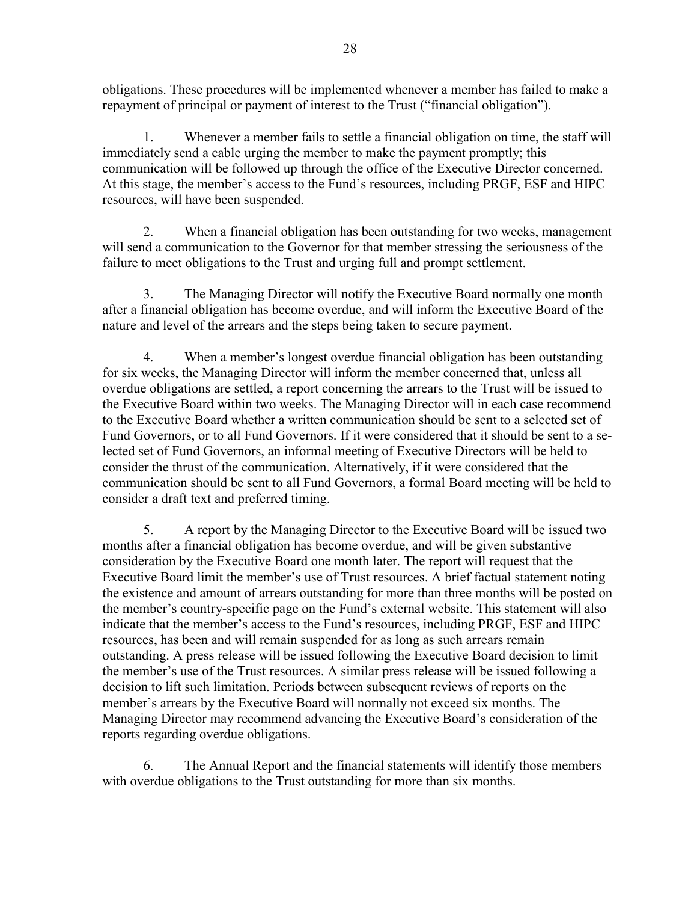obligations. These procedures will be implemented whenever a member has failed to make a repayment of principal or payment of interest to the Trust ("financial obligation").

1. Whenever a member fails to settle a financial obligation on time, the staff will immediately send a cable urging the member to make the payment promptly; this communication will be followed up through the office of the Executive Director concerned. At this stage, the member's access to the Fund's resources, including PRGF, ESF and HIPC resources, will have been suspended.

2. When a financial obligation has been outstanding for two weeks, management will send a communication to the Governor for that member stressing the seriousness of the failure to meet obligations to the Trust and urging full and prompt settlement.

3. The Managing Director will notify the Executive Board normally one month after a financial obligation has become overdue, and will inform the Executive Board of the nature and level of the arrears and the steps being taken to secure payment.

4. When a member's longest overdue financial obligation has been outstanding for six weeks, the Managing Director will inform the member concerned that, unless all overdue obligations are settled, a report concerning the arrears to the Trust will be issued to the Executive Board within two weeks. The Managing Director will in each case recommend to the Executive Board whether a written communication should be sent to a selected set of Fund Governors, or to all Fund Governors. If it were considered that it should be sent to a selected set of Fund Governors, an informal meeting of Executive Directors will be held to consider the thrust of the communication. Alternatively, if it were considered that the communication should be sent to all Fund Governors, a formal Board meeting will be held to consider a draft text and preferred timing.

5. A report by the Managing Director to the Executive Board will be issued two months after a financial obligation has become overdue, and will be given substantive consideration by the Executive Board one month later. The report will request that the Executive Board limit the member's use of Trust resources. A brief factual statement noting the existence and amount of arrears outstanding for more than three months will be posted on the member's country-specific page on the Fund's external website. This statement will also indicate that the member's access to the Fund's resources, including PRGF, ESF and HIPC resources, has been and will remain suspended for as long as such arrears remain outstanding. A press release will be issued following the Executive Board decision to limit the member's use of the Trust resources. A similar press release will be issued following a decision to lift such limitation. Periods between subsequent reviews of reports on the member's arrears by the Executive Board will normally not exceed six months. The Managing Director may recommend advancing the Executive Board's consideration of the reports regarding overdue obligations.

6. The Annual Report and the financial statements will identify those members with overdue obligations to the Trust outstanding for more than six months.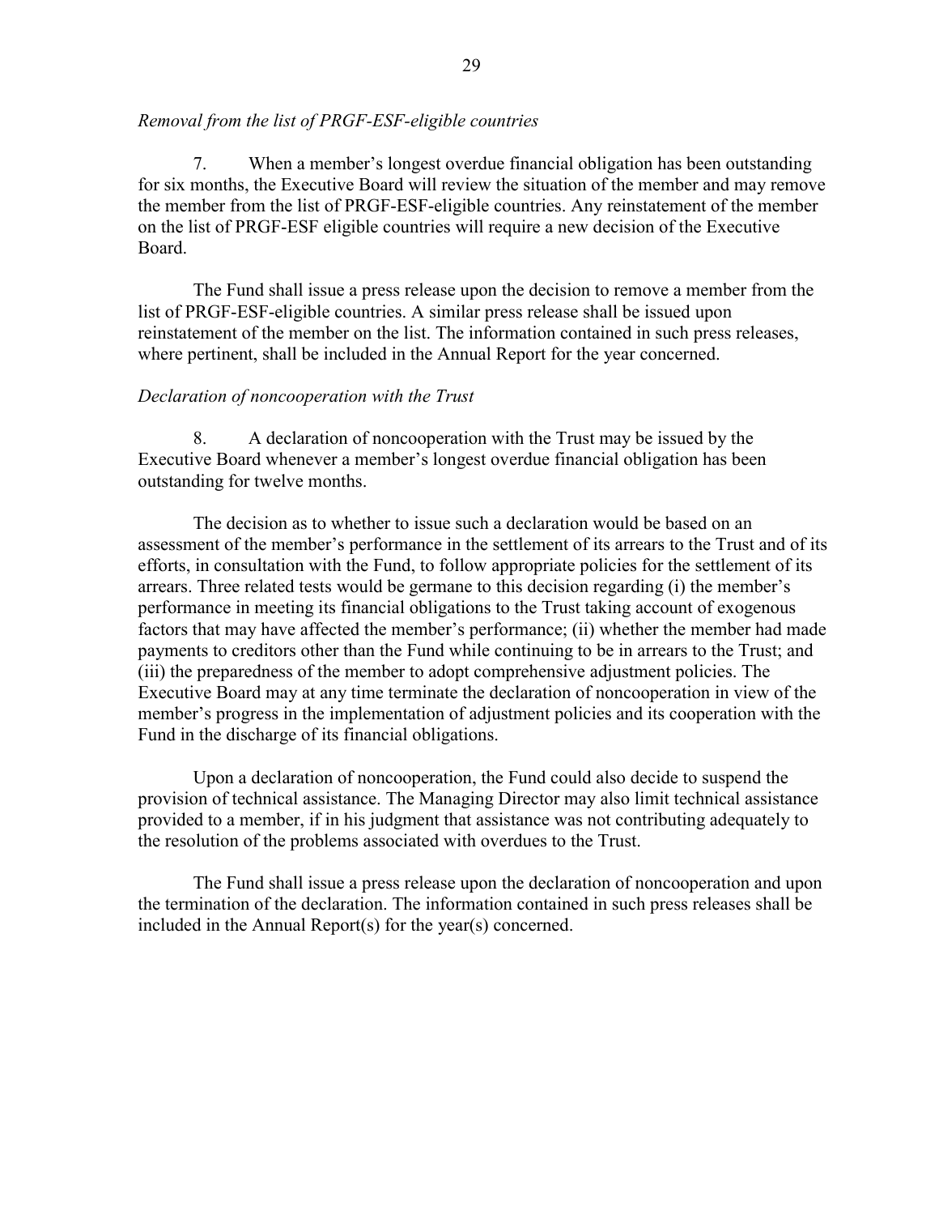*Removal from the list of PRGF-ESF-eligible countries*

7. When a member's longest overdue financial obligation has been outstanding for six months, the Executive Board will review the situation of the member and may remove the member from the list of PRGF-ESF-eligible countries. Any reinstatement of the member on the list of PRGF-ESF eligible countries will require a new decision of the Executive Board.

The Fund shall issue a press release upon the decision to remove a member from the list of PRGF-ESF-eligible countries. A similar press release shall be issued upon reinstatement of the member on the list. The information contained in such press releases, where pertinent, shall be included in the Annual Report for the year concerned.

*Declaration of noncooperation with the Trust*

8. A declaration of noncooperation with the Trust may be issued by the Executive Board whenever a member's longest overdue financial obligation has been outstanding for twelve months.

The decision as to whether to issue such a declaration would be based on an assessment of the member's performance in the settlement of its arrears to the Trust and of its efforts, in consultation with the Fund, to follow appropriate policies for the settlement of its arrears. Three related tests would be germane to this decision regarding (i) the member's performance in meeting its financial obligations to the Trust taking account of exogenous factors that may have affected the member's performance; (ii) whether the member had made payments to creditors other than the Fund while continuing to be in arrears to the Trust; and (iii) the preparedness of the member to adopt comprehensive adjustment policies. The Executive Board may at any time terminate the declaration of noncooperation in view of the member's progress in the implementation of adjustment policies and its cooperation with the Fund in the discharge of its financial obligations.

Upon a declaration of noncooperation, the Fund could also decide to suspend the provision of technical assistance. The Managing Director may also limit technical assistance provided to a member, if in his judgment that assistance was not contributing adequately to the resolution of the problems associated with overdues to the Trust.

The Fund shall issue a press release upon the declaration of noncooperation and upon the termination of the declaration. The information contained in such press releases shall be included in the Annual Report(s) for the year(s) concerned.